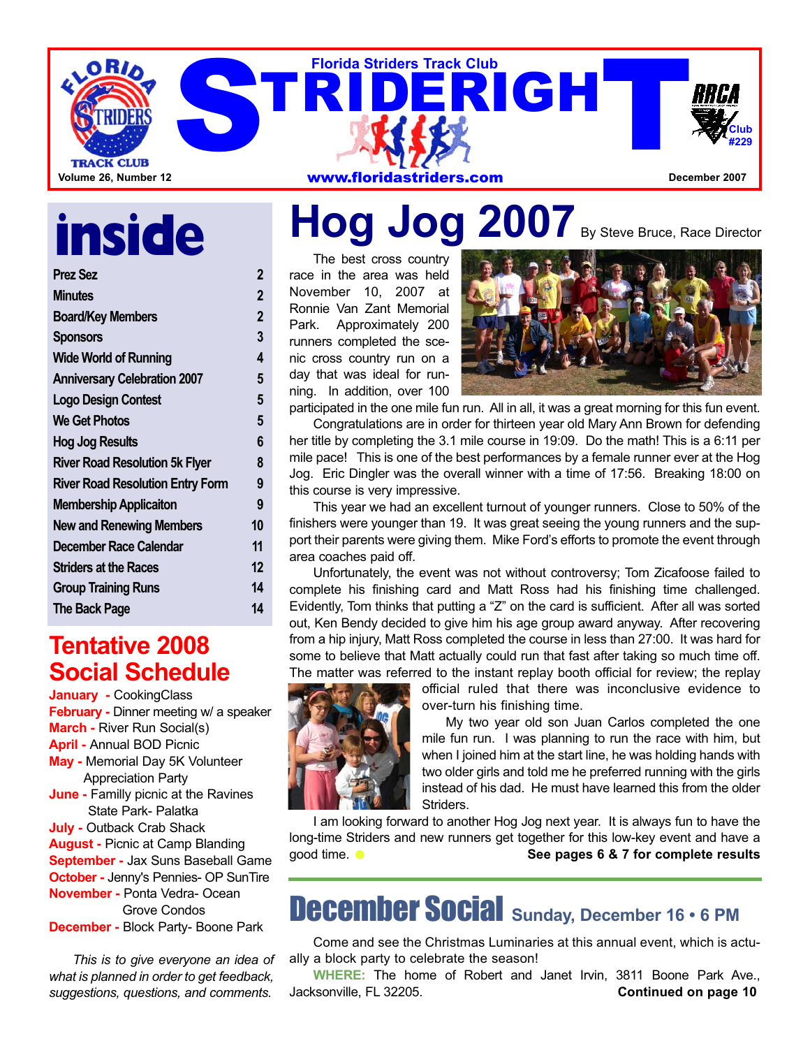# Florida Striders Track Club
# STRIDERIGHT

Volume 26, Number 12 | www.floridastriders.com | December 2007

RRCA Club #229

## inside

| | |
|---|---|
| Prez Sez | 2 |
| Minutes | 2 |
| Board/Key Members | 2 |
| Sponsors | 3 |
| Wide World of Running | 4 |
| Anniversary Celebration 2007 | 5 |
| Logo Design Contest | 5 |
| We Get Photos | 5 |
| Hog Jog Results | 6 |
| River Road Resolution 5k Flyer | 8 |
| River Road Resolution Entry Form | 9 |
| Membership Applicaiton | 9 |
| New and Renewing Members | 10 |
| December Race Calendar | 11 |
| Striders at the Races | 12 |
| Group Training Runs | 14 |
| The Back Page | 14 |

## Tentative 2008 Social Schedule

- **January** - CookingClass
- **February** - Dinner meeting w/ a speaker
- **March** - River Run Social(s)
- **April** - Annual BOD Picnic
- **May** - Memorial Day 5K Volunteer Appreciation Party
- **June** - Familly picnic at the Ravines State Park- Palatka
- **July** - Outback Crab Shack
- **August** - Picnic at Camp Blanding
- **September** - Jax Suns Baseball Game
- **October** - Jenny's Pennies- OP SunTire
- **November** - Ponta Vedra- Ocean Grove Condos
- **December** - Block Party- Boone Park

*This is to give everyone an idea of what is planned in order to get feedback, suggestions, questions, and comments.*

# Hog Jog 2007

By Steve Bruce, Race Director

The best cross country race in the area was held November 10, 2007 at Ronnie Van Zant Memorial Park. Approximately 200 runners completed the scenic cross country run on a day that was ideal for running. In addition, over 100 participated in the one mile fun run. All in all, it was a great morning for this fun event.

Congratulations are in order for thirteen year old Mary Ann Brown for defending her title by completing the 3.1 mile course in 19:09. Do the math! This is a 6:11 per mile pace! This is one of the best performances by a female runner ever at the Hog Jog. Eric Dingler was the overall winner with a time of 17:56. Breaking 18:00 on this course is very impressive.

This year we had an excellent turnout of younger runners. Close to 50% of the finishers were younger than 19. It was great seeing the young runners and the support their parents were giving them. Mike Ford's efforts to promote the event through area coaches paid off.

Unfortunately, the event was not without controversy; Tom Zicafoose failed to complete his finishing card and Matt Ross had his finishing time challenged. Evidently, Tom thinks that putting a "Z" on the card is sufficient. After all was sorted out, Ken Bendy decided to give him his age group award anyway. After recovering from a hip injury, Matt Ross completed the course in less than 27:00. It was hard for some to believe that Matt actually could run that fast after taking so much time off. The matter was referred to the instant replay booth official for review; the replay official ruled that there was inconclusive evidence to over-turn his finishing time.

My two year old son Juan Carlos completed the one mile fun run. I was planning to run the race with him, but when I joined him at the start line, he was holding hands with two older girls and told me he preferred running with the girls instead of his dad. He must have learned this from the older Striders.

I am looking forward to another Hog Jog next year. It is always fun to have the long-time Striders and new runners get together for this low-key event and have a good time.

**See pages 6 & 7 for complete results**

# December Social

**Sunday, December 16 • 6 PM**

Come and see the Christmas Luminaries at this annual event, which is actually a block party to celebrate the season!

**WHERE:** The home of Robert and Janet Irvin, 3811 Boone Park Ave., Jacksonville, FL 32205.

**Continued on page 10**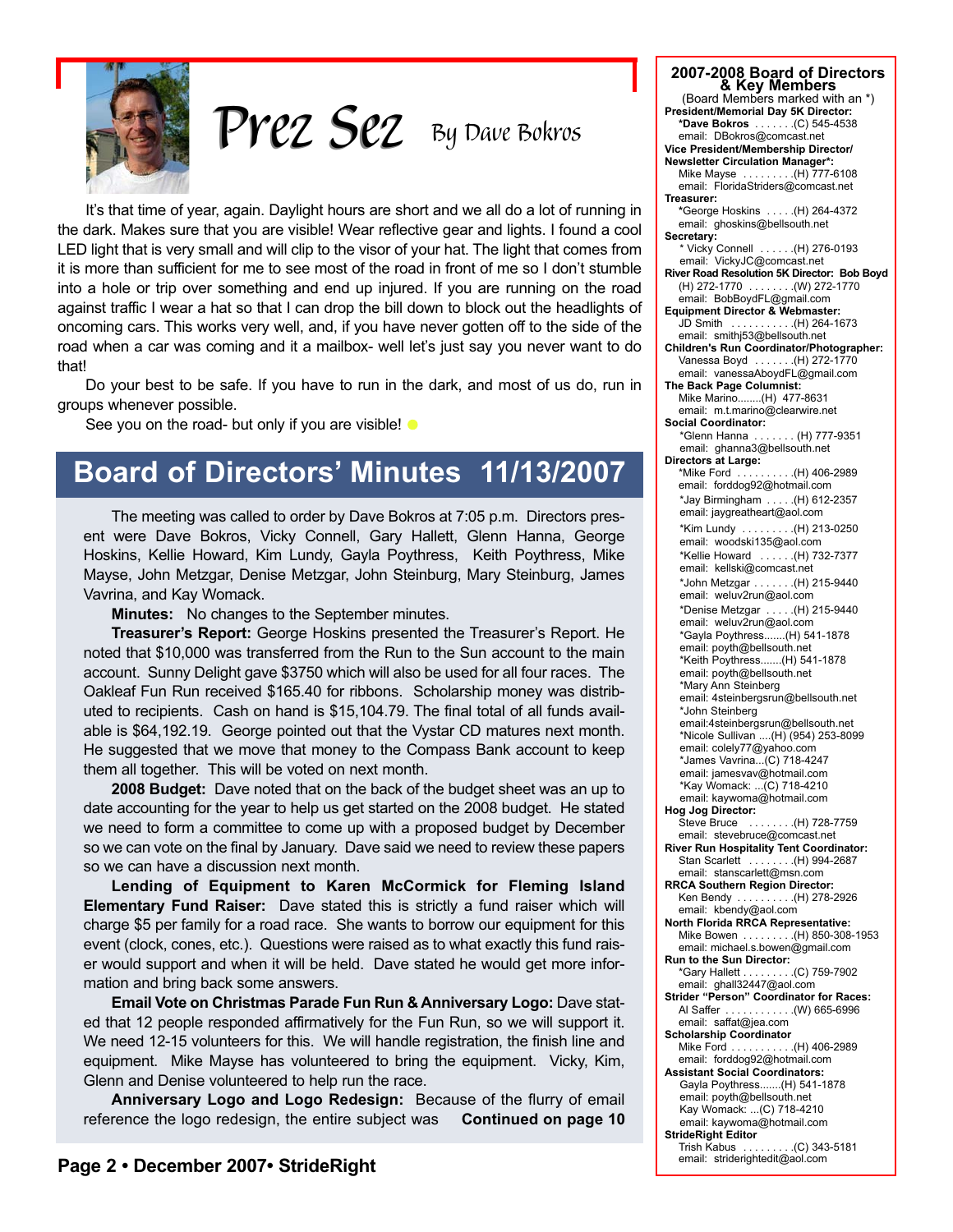# Prez Sez

By Dave Bokros

It's that time of year, again. Daylight hours are short and we all do a lot of running in the dark. Makes sure that you are visible! Wear reflective gear and lights. I found a cool LED light that is very small and will clip to the visor of your hat. The light that comes from it is more than sufficient for me to see most of the road in front of me so I don't stumble into a hole or trip over something and end up injured. If you are running on the road against traffic I wear a hat so that I can drop the bill down to block out the headlights of oncoming cars. This works very well, and, if you have never gotten off to the side of the road when a car was coming and it a mailbox- well let's just say you never want to do that!

Do your best to be safe. If you have to run in the dark, and most of us do, run in groups whenever possible.

See you on the road- but only if you are visible!

## Board of Directors' Minutes 11/13/2007

The meeting was called to order by Dave Bokros at 7:05 p.m. Directors present were Dave Bokros, Vicky Connell, Gary Hallett, Glenn Hanna, George Hoskins, Kellie Howard, Kim Lundy, Gayla Poythress, Keith Poythress, Mike Mayse, John Metzgar, Denise Metzgar, John Steinburg, Mary Steinburg, James Vavrina, and Kay Womack.

**Minutes:** No changes to the September minutes.

**Treasurer's Report:** George Hoskins presented the Treasurer's Report. He noted that $10,000 was transferred from the Run to the Sun account to the main account. Sunny Delight gave $3750 which will also be used for all four races. The Oakleaf Fun Run received $165.40 for ribbons. Scholarship money was distributed to recipients. Cash on hand is $15,104.79. The final total of all funds available is $64,192.19. George pointed out that the Vystar CD matures next month. He suggested that we move that money to the Compass Bank account to keep them all together. This will be voted on next month.

**2008 Budget:** Dave noted that on the back of the budget sheet was an up to date accounting for the year to help us get started on the 2008 budget. He stated we need to form a committee to come up with a proposed budget by December so we can vote on the final by January. Dave said we need to review these papers so we can have a discussion next month.

**Lending of Equipment to Karen McCormick for Fleming Island Elementary Fund Raiser:** Dave stated this is strictly a fund raiser which will charge $5 per family for a road race. She wants to borrow our equipment for this event (clock, cones, etc.). Questions were raised as to what exactly this fund raiser would support and when it will be held. Dave stated he would get more information and bring back some answers.

**Email Vote on Christmas Parade Fun Run & Anniversary Logo:** Dave stated that 12 people responded affirmatively for the Fun Run, so we will support it. We need 12-15 volunteers for this. We will handle registration, the finish line and equipment. Mike Mayse has volunteered to bring the equipment. Vicky, Kim, Glenn and Denise volunteered to help run the race.

**Anniversary Logo and Logo Redesign:** Because of the flurry of email reference the logo redesign, the entire subject was **Continued on page 10**

## 2007-2008 Board of Directors & Key Members

(Board Members marked with an *)

**President/Memorial Day 5K Director:**
*Dave Bokros . . . . . .(C) 545-4538
email: DBokros@comcast.net

**Vice President/Membership Director/ Newsletter Circulation Manager*:**
Mike Mayse . . . . . . . . .(H) 777-6108
email: FloridaStriders@comcast.net

**Treasurer:**
*George Hoskins . . . . .(H) 264-4372
email: ghoskins@bellsouth.net

**Secretary:**
* Vicky Connell . . . . . .(H) 276-0193
email: VickyJC@comcast.net

**River Road Resolution 5K Director: Bob Boyd**
(H) 272-1770 . . . . . . .(W) 272-1770
email: BobBoydFL@gmail.com

**Equipment Director & Webmaster:**
JD Smith . . . . . . . . . . .(H) 264-1673
email: smithj53@bellsouth.net

**Children's Run Coordinator/Photographer:**
Vanessa Boyd . . . . . . .(H) 272-1770
email: vanessaAboydFL@gmail.com

**The Back Page Columnist:**
Mike Marino........(H) 477-8631
email: m.t.marino@clearwire.net

**Social Coordinator:**
*Glenn Hanna . . . . . . . (H) 777-9351
email: ghanna3@bellsouth.net

**Directors at Large:**
*Mike Ford . . . . . . . . . .(H) 406-2989
email: forddog92@hotmail.com
*Jay Birmingham . . . . .(H) 612-2357
email: jaygreatheart@aol.com
*Kim Lundy . . . . . . . . .(H) 213-0250
email: woodski135@aol.com
*Kellie Howard . . . . . .(H) 732-7377
email: kellski@comcast.net
*John Metzgar . . . . . . .(H) 215-9440
email: weluv2run@aol.com
*Denise Metzgar . . . . .(H) 215-9440
email: weluv2run@aol.com
*Gayla Poythress.......(H) 541-1878
email: poyth@bellsouth.net
*Keith Poythress.......(H) 541-1878
email: poyth@bellsouth.net
*Mary Ann Steinberg
email: 4steinbergsrun@bellsouth.net
*John Steinberg
email:4steinbergsrun@bellsouth.net
*Nicole Sullivan ....(H) (954) 253-8099
email: colely77@yahoo.com
*James Vavrina...(C) 718-4247
email: jamesvav@hotmail.com
*Kay Womack: ...(C) 718-4210
email: kaywoma@hotmail.com

**Hog Jog Director:**
Steve Bruce . . . . . . . .(H) 728-7759
email: stevebruce@comcast.net

**River Run Hospitality Tent Coordinator:**
Stan Scarlett . . . . . . . .(H) 994-2687
email: stanscarlett@msn.com

**RRCA Southern Region Director:**
Ken Bendy . . . . . . . . . .(H) 278-2926
email: kbendy@aol.com

**North Florida RRCA Representative:**
Mike Bowen . . . . . . . . .(H) 850-308-1953
email: michael.s.bowen@gmail.com

**Run to the Sun Director:**
*Gary Hallett . . . . . . . . .(C) 759-7902
email: ghall32447@aol.com

**Strider "Person" Coordinator for Races:**
Al Saffer . . . . . . . . . . . .(W) 665-6996
email: saffat@jea.com

**Scholarship Coordinator**
Mike Ford . . . . . . . . . . .(H) 406-2989
email: forddog92@hotmail.com

**Assistant Social Coordinators:**
Gayla Poythress.......(H) 541-1878
email: poyth@bellsouth.net
Kay Womack: ...(C) 718-4210
email: kaywoma@hotmail.com

**StrideRight Editor**
Trish Kabus . . . . . . . . .(C) 343-5181
email: striderightedit@aol.com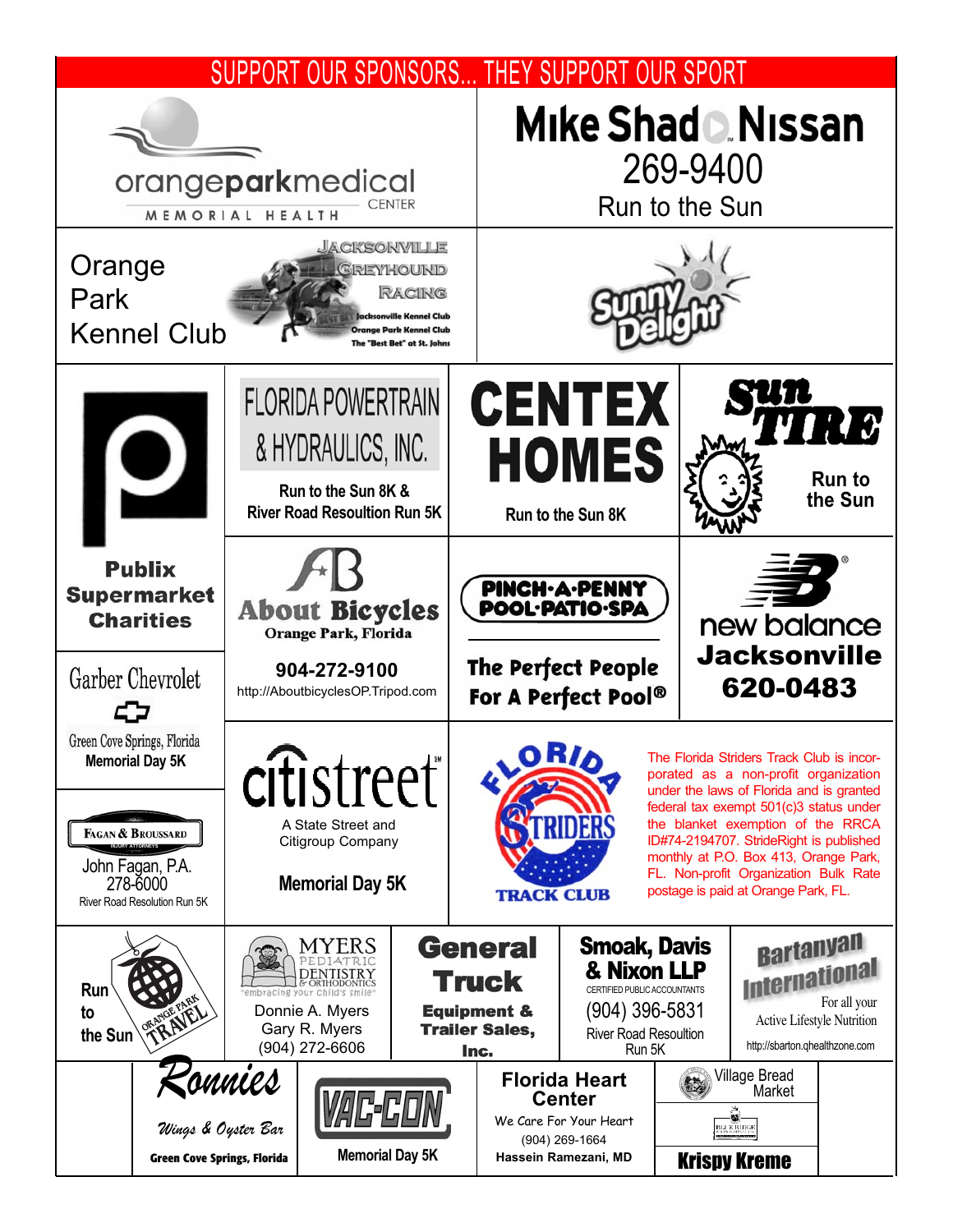# SUPPORT OUR SPONSORS... THEY SUPPORT OUR SPORT

orangeparkmedical CENTER
MEMORIAL HEALTH

**Mike Shad Nissan**
269-9400
Run to the Sun

Orange Park Kennel Club

Jacksonville Greyhound Racing
Jacksonville Kennel Club
Orange Park Kennel Club
The "Best Bet" at St. Johns

Sunny Delight

**Publix Supermarket Charities**

FLORIDA POWERTRAIN & HYDRAULICS, INC.
**Run to the Sun 8K & River Road Resoultion Run 5K**

**CENTEX HOMES**
**Run to the Sun 8K**

**Sun Tire**
**Run to the Sun**

**About Bicycles**
**Orange Park, Florida**
**904-272-9100**
http://AboutbicyclesOP.Tripod.com

**PINCH-A-PENNY POOL·PATIO·SPA**
**The Perfect People For A Perfect Pool®**

**new balance**
**Jacksonville**
**620-0483**

Garber Chevrolet
Green Cove Springs, Florida
**Memorial Day 5K**

citistreet
A State Street and Citigroup Company
**Memorial Day 5K**

FLORIDA STRIDERS TRACK CLUB

The Florida Striders Track Club is incorporated as a non-profit organization under the laws of Florida and is granted federal tax exempt 501(c)3 status under the blanket exemption of the RRCA ID#74-2194707. StrideRight is published monthly at P.O. Box 413, Orange Park, FL. Non-profit Organization Bulk Rate postage is paid at Orange Park, FL.

FAGAN & BROUSSARD
INJURY ATTORNEYS
John Fagan, P.A.
278-6000
River Road Resolution Run 5K

Run to the Sun
ORANGE PARK TRAVEL

MYERS PEDIATRIC DENTISTRY & ORTHODONTICS
"embracing your child's smile"
Donnie A. Myers
Gary R. Myers
(904) 272-6606

**General Truck**
**Equipment & Trailer Sales, Inc.**

**Smoak, Davis & Nixon LLP**
CERTIFIED PUBLIC ACCOUNTANTS
(904) 396-5831
River Road Resoultion Run 5K

**Bartanyan International**
For all your Active Lifestyle Nutrition
http://sbarton.qhealthzone.com

*Ronnies*
*Wings & Oyster Bar*
**Green Cove Springs, Florida**

VAC-CON
**Memorial Day 5K**

**Florida Heart Center**
We Care For Your Heart
(904) 269-1664
**Hassein Ramezani, MD**

Village Bread Market

**Krispy Kreme**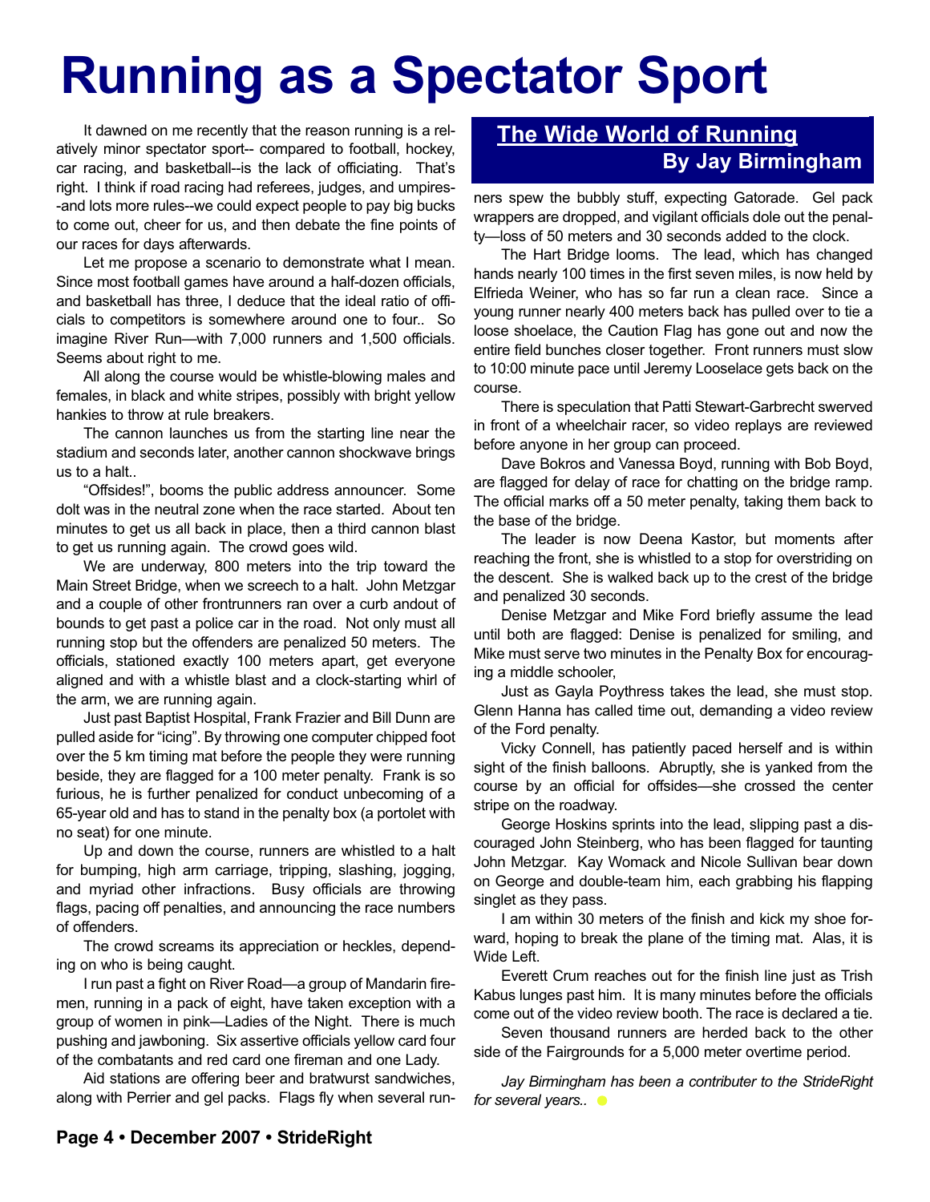# Running as a Spectator Sport

## The Wide World of Running

**By Jay Birmingham**

It dawned on me recently that the reason running is a relatively minor spectator sport-- compared to football, hockey, car racing, and basketball--is the lack of officiating. That's right. I think if road racing had referees, judges, and umpires--and lots more rules--we could expect people to pay big bucks to come out, cheer for us, and then debate the fine points of our races for days afterwards.

Let me propose a scenario to demonstrate what I mean. Since most football games have around a half-dozen officials, and basketball has three, I deduce that the ideal ratio of officials to competitors is somewhere around one to four.. So imagine River Run—with 7,000 runners and 1,500 officials. Seems about right to me.

All along the course would be whistle-blowing males and females, in black and white stripes, possibly with bright yellow hankies to throw at rule breakers.

The cannon launches us from the starting line near the stadium and seconds later, another cannon shockwave brings us to a halt..

"Offsides!", booms the public address announcer. Some dolt was in the neutral zone when the race started. About ten minutes to get us all back in place, then a third cannon blast to get us running again. The crowd goes wild.

We are underway, 800 meters into the trip toward the Main Street Bridge, when we screech to a halt. John Metzgar and a couple of other frontrunners ran over a curb andout of bounds to get past a police car in the road. Not only must all running stop but the offenders are penalized 50 meters. The officials, stationed exactly 100 meters apart, get everyone aligned and with a whistle blast and a clock-starting whirl of the arm, we are running again.

Just past Baptist Hospital, Frank Frazier and Bill Dunn are pulled aside for "icing". By throwing one computer chipped foot over the 5 km timing mat before the people they were running beside, they are flagged for a 100 meter penalty. Frank is so furious, he is further penalized for conduct unbecoming of a 65-year old and has to stand in the penalty box (a portolet with no seat) for one minute.

Up and down the course, runners are whistled to a halt for bumping, high arm carriage, tripping, slashing, jogging, and myriad other infractions. Busy officials are throwing flags, pacing off penalties, and announcing the race numbers of offenders.

The crowd screams its appreciation or heckles, depending on who is being caught.

I run past a fight on River Road—a group of Mandarin firemen, running in a pack of eight, have taken exception with a group of women in pink—Ladies of the Night. There is much pushing and jawboning. Six assertive officials yellow card four of the combatants and red card one fireman and one Lady.

Aid stations are offering beer and bratwurst sandwiches, along with Perrier and gel packs. Flags fly when several runners spew the bubbly stuff, expecting Gatorade. Gel pack wrappers are dropped, and vigilant officials dole out the penalty—loss of 50 meters and 30 seconds added to the clock.

The Hart Bridge looms. The lead, which has changed hands nearly 100 times in the first seven miles, is now held by Elfrieda Weiner, who has so far run a clean race. Since a young runner nearly 400 meters back has pulled over to tie a loose shoelace, the Caution Flag has gone out and now the entire field bunches closer together. Front runners must slow to 10:00 minute pace until Jeremy Looselace gets back on the course.

There is speculation that Patti Stewart-Garbrecht swerved in front of a wheelchair racer, so video replays are reviewed before anyone in her group can proceed.

Dave Bokros and Vanessa Boyd, running with Bob Boyd, are flagged for delay of race for chatting on the bridge ramp. The official marks off a 50 meter penalty, taking them back to the base of the bridge.

The leader is now Deena Kastor, but moments after reaching the front, she is whistled to a stop for overstriding on the descent. She is walked back up to the crest of the bridge and penalized 30 seconds.

Denise Metzgar and Mike Ford briefly assume the lead until both are flagged: Denise is penalized for smiling, and Mike must serve two minutes in the Penalty Box for encouraging a middle schooler,

Just as Gayla Poythress takes the lead, she must stop. Glenn Hanna has called time out, demanding a video review of the Ford penalty.

Vicky Connell, has patiently paced herself and is within sight of the finish balloons. Abruptly, she is yanked from the course by an official for offsides—she crossed the center stripe on the roadway.

George Hoskins sprints into the lead, slipping past a discouraged John Steinberg, who has been flagged for taunting John Metzgar. Kay Womack and Nicole Sullivan bear down on George and double-team him, each grabbing his flapping singlet as they pass.

I am within 30 meters of the finish and kick my shoe forward, hoping to break the plane of the timing mat. Alas, it is Wide Left.

Everett Crum reaches out for the finish line just as Trish Kabus lunges past him. It is many minutes before the officials come out of the video review booth. The race is declared a tie.

Seven thousand runners are herded back to the other side of the Fairgrounds for a 5,000 meter overtime period.

*Jay Birmingham has been a contributer to the StrideRight for several years..*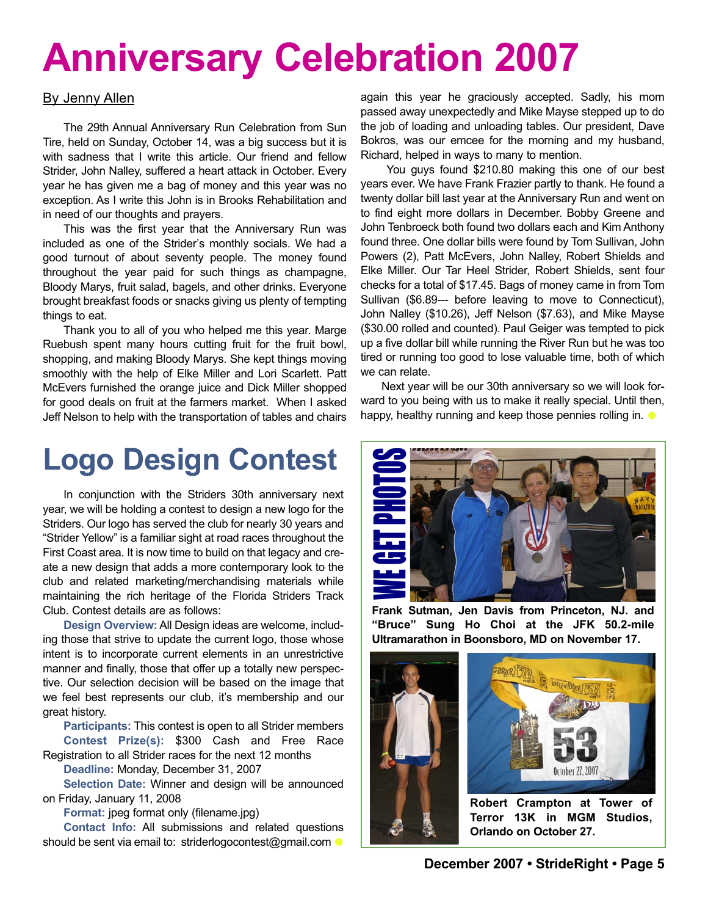# Anniversary Celebration 2007

By Jenny Allen

The 29th Annual Anniversary Run Celebration from Sun Tire, held on Sunday, October 14, was a big success but it is with sadness that I write this article. Our friend and fellow Strider, John Nalley, suffered a heart attack in October. Every year he has given me a bag of money and this year was no exception. As I write this John is in Brooks Rehabilitation and in need of our thoughts and prayers.

This was the first year that the Anniversary Run was included as one of the Strider's monthly socials. We had a good turnout of about seventy people. The money found throughout the year paid for such things as champagne, Bloody Marys, fruit salad, bagels, and other drinks. Everyone brought breakfast foods or snacks giving us plenty of tempting things to eat.

Thank you to all of you who helped me this year. Marge Ruebush spent many hours cutting fruit for the fruit bowl, shopping, and making Bloody Marys. She kept things moving smoothly with the help of Elke Miller and Lori Scarlett. Patt McEvers furnished the orange juice and Dick Miller shopped for good deals on fruit at the farmers market. When I asked Jeff Nelson to help with the transportation of tables and chairs again this year he graciously accepted. Sadly, his mom passed away unexpectedly and Mike Mayse stepped up to do the job of loading and unloading tables. Our president, Dave Bokros, was our emcee for the morning and my husband, Richard, helped in ways to many to mention.

You guys found $210.80 making this one of our best years ever. We have Frank Frazier partly to thank. He found a twenty dollar bill last year at the Anniversary Run and went on to find eight more dollars in December. Bobby Greene and John Tenbroeck both found two dollars each and Kim Anthony found three. One dollar bills were found by Tom Sullivan, John Powers (2), Patt McEvers, John Nalley, Robert Shields and Elke Miller. Our Tar Heel Strider, Robert Shields, sent four checks for a total of $17.45. Bags of money came in from Tom Sullivan ($6.89--- before leaving to move to Connecticut), John Nalley ($10.26), Jeff Nelson ($7.63), and Mike Mayse ($30.00 rolled and counted). Paul Geiger was tempted to pick up a five dollar bill while running the River Run but he was too tired or running too good to lose valuable time, both of which we can relate.

Next year will be our 30th anniversary so we will look forward to you being with us to make it really special. Until then, happy, healthy running and keep those pennies rolling in.

# Logo Design Contest

In conjunction with the Striders 30th anniversary next year, we will be holding a contest to design a new logo for the Striders. Our logo has served the club for nearly 30 years and "Strider Yellow" is a familiar sight at road races throughout the First Coast area. It is now time to build on that legacy and create a new design that adds a more contemporary look to the club and related marketing/merchandising materials while maintaining the rich heritage of the Florida Striders Track Club. Contest details are as follows:

**Design Overview:** All Design ideas are welcome, including those that strive to update the current logo, those whose intent is to incorporate current elements in an unrestrictive manner and finally, those that offer up a totally new perspective. Our selection decision will be based on the image that we feel best represents our club, it's membership and our great history.

**Participants:** This contest is open to all Strider members

**Contest Prize(s):** $300 Cash and Free Race Registration to all Strider races for the next 12 months

**Deadline:** Monday, December 31, 2007

**Selection Date:** Winner and design will be announced on Friday, January 11, 2008

**Format:** jpeg format only (filename.jpg)

**Contact Info:** All submissions and related questions should be sent via email to: striderlogocontest@gmail.com

## WE GET PHOTOS

**Frank Sutman, Jen Davis from Princeton, NJ. and "Bruce" Sung Ho Choi at the JFK 50.2-mile Ultramarathon in Boonsboro, MD on November 17.**

**Robert Crampton at Tower of Terror 13K in MGM Studios, Orlando on October 27.**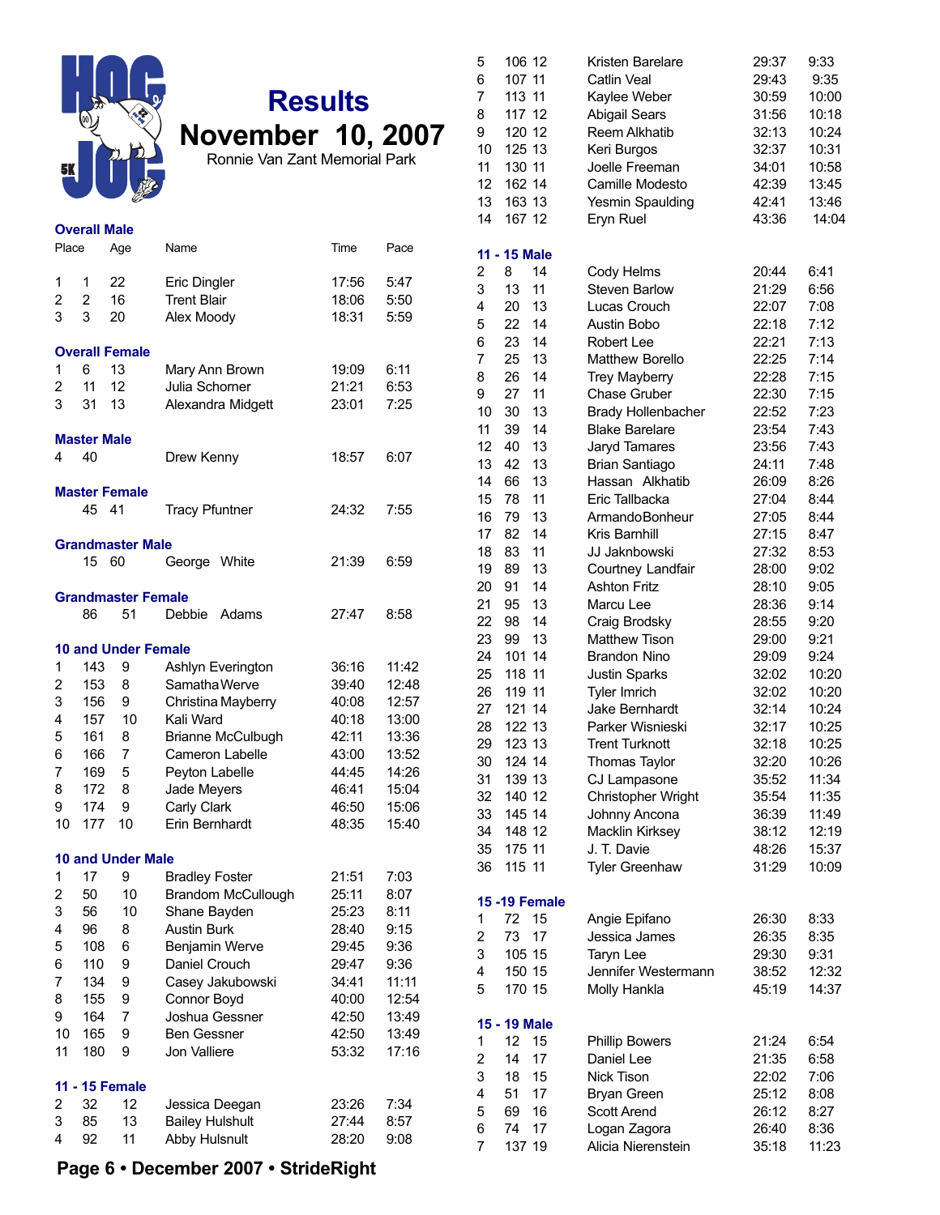# Results

## November 10, 2007

Ronnie Van Zant Memorial Park

### Overall Male

| Place | | Age | Name | Time | Pace |
|---|---|---|---|---|---|
| 1 | 1 | 22 | Eric Dingler | 17:56 | 5:47 |
| 2 | 2 | 16 | Trent Blair | 18:06 | 5:50 |
| 3 | 3 | 20 | Alex Moody | 18:31 | 5:59 |

### Overall Female

| Place | | Age | Name | Time | Pace |
|---|---|---|---|---|---|
| 1 | 6 | 13 | Mary Ann Brown | 19:09 | 6:11 |
| 2 | 11 | 12 | Julia Schorner | 21:21 | 6:53 |
| 3 | 31 | 13 | Alexandra Midgett | 23:01 | 7:25 |

### Master Male

| Place | | Age | Name | Time | Pace |
|---|---|---|---|---|---|
| 4 | 40 | | Drew Kenny | 18:57 | 6:07 |

### Master Female

| Place | | Age | Name | Time | Pace |
|---|---|---|---|---|---|
| | 45 | 41 | Tracy Pfuntner | 24:32 | 7:55 |

### Grandmaster Male

| Place | | Age | Name | Time | Pace |
|---|---|---|---|---|---|
| | 15 | 60 | George White | 21:39 | 6:59 |

### Grandmaster Female

| Place | | Age | Name | Time | Pace |
|---|---|---|---|---|---|
| | 86 | 51 | Debbie Adams | 27:47 | 8:58 |

### 10 and Under Female

| Place | | Age | Name | Time | Pace |
|---|---|---|---|---|---|
| 1 | 143 | 9 | Ashlyn Everington | 36:16 | 11:42 |
| 2 | 153 | 8 | Samatha Werve | 39:40 | 12:48 |
| 3 | 156 | 9 | Christina Mayberry | 40:08 | 12:57 |
| 4 | 157 | 10 | Kali Ward | 40:18 | 13:00 |
| 5 | 161 | 8 | Brianne McCulbugh | 42:11 | 13:36 |
| 6 | 166 | 7 | Cameron Labelle | 43:00 | 13:52 |
| 7 | 169 | 5 | Peyton Labelle | 44:45 | 14:26 |
| 8 | 172 | 8 | Jade Meyers | 46:41 | 15:04 |
| 9 | 174 | 9 | Carly Clark | 46:50 | 15:06 |
| 10 | 177 | 10 | Erin Bernhardt | 48:35 | 15:40 |

### 10 and Under Male

| Place | | Age | Name | Time | Pace |
|---|---|---|---|---|---|
| 1 | 17 | 9 | Bradley Foster | 21:51 | 7:03 |
| 2 | 50 | 10 | Brandom McCullough | 25:11 | 8:07 |
| 3 | 56 | 10 | Shane Bayden | 25:23 | 8:11 |
| 4 | 96 | 8 | Austin Burk | 28:40 | 9:15 |
| 5 | 108 | 6 | Benjamin Werve | 29:45 | 9:36 |
| 6 | 110 | 9 | Daniel Crouch | 29:47 | 9:36 |
| 7 | 134 | 9 | Casey Jakubowski | 34:41 | 11:11 |
| 8 | 155 | 9 | Connor Boyd | 40:00 | 12:54 |
| 9 | 164 | 7 | Joshua Gessner | 42:50 | 13:49 |
| 10 | 165 | 9 | Ben Gessner | 42:50 | 13:49 |
| 11 | 180 | 9 | Jon Valliere | 53:32 | 17:16 |

### 11 - 15 Female

| Place | | Age | Name | Time | Pace |
|---|---|---|---|---|---|
| 2 | 32 | 12 | Jessica Deegan | 23:26 | 7:34 |
| 3 | 85 | 13 | Bailey Hulshult | 27:44 | 8:57 |
| 4 | 92 | 11 | Abby Hulsnult | 28:20 | 9:08 |
| 5 | 106 | 12 | Kristen Barelare | 29:37 | 9:33 |
| 6 | 107 | 11 | Catlin Veal | 29:43 | 9:35 |
| 7 | 113 | 11 | Kaylee Weber | 30:59 | 10:00 |
| 8 | 117 | 12 | Abigail Sears | 31:56 | 10:18 |
| 9 | 120 | 12 | Reem Alkhatib | 32:13 | 10:24 |
| 10 | 125 | 13 | Keri Burgos | 32:37 | 10:31 |
| 11 | 130 | 11 | Joelle Freeman | 34:01 | 10:58 |
| 12 | 162 | 14 | Camille Modesto | 42:39 | 13:45 |
| 13 | 163 | 13 | Yesmin Spaulding | 42:41 | 13:46 |
| 14 | 167 | 12 | Eryn Ruel | 43:36 | 14:04 |

### 11 - 15 Male

| Place | | Age | Name | Time | Pace |
|---|---|---|---|---|---|
| 2 | 8 | 14 | Cody Helms | 20:44 | 6:41 |
| 3 | 13 | 11 | Steven Barlow | 21:29 | 6:56 |
| 4 | 20 | 13 | Lucas Crouch | 22:07 | 7:08 |
| 5 | 22 | 14 | Austin Bobo | 22:18 | 7:12 |
| 6 | 23 | 14 | Robert Lee | 22:21 | 7:13 |
| 7 | 25 | 13 | Matthew Borello | 22:25 | 7:14 |
| 8 | 26 | 14 | Trey Mayberry | 22:28 | 7:15 |
| 9 | 27 | 11 | Chase Gruber | 22:30 | 7:15 |
| 10 | 30 | 13 | Brady Hollenbacher | 22:52 | 7:23 |
| 11 | 39 | 14 | Blake Barelare | 23:54 | 7:43 |
| 12 | 40 | 13 | Jaryd Tamares | 23:56 | 7:43 |
| 13 | 42 | 13 | Brian Santiago | 24:11 | 7:48 |
| 14 | 66 | 13 | Hassan Alkhatib | 26:09 | 8:26 |
| 15 | 78 | 11 | Eric Tallbacka | 27:04 | 8:44 |
| 16 | 79 | 13 | ArmandoBonheur | 27:05 | 8:44 |
| 17 | 82 | 14 | Kris Barnhill | 27:15 | 8:47 |
| 18 | 83 | 11 | JJ Jaknbowski | 27:32 | 8:53 |
| 19 | 89 | 13 | Courtney Landfair | 28:00 | 9:02 |
| 20 | 91 | 14 | Ashton Fritz | 28:10 | 9:05 |
| 21 | 95 | 13 | Marcu Lee | 28:36 | 9:14 |
| 22 | 98 | 14 | Craig Brodsky | 28:55 | 9:20 |
| 23 | 99 | 13 | Matthew Tison | 29:00 | 9:21 |
| 24 | 101 | 14 | Brandon Nino | 29:09 | 9:24 |
| 25 | 118 | 11 | Justin Sparks | 32:02 | 10:20 |
| 26 | 119 | 11 | Tyler Imrich | 32:02 | 10:20 |
| 27 | 121 | 14 | Jake Bernhardt | 32:14 | 10:24 |
| 28 | 122 | 13 | Parker Wisnieski | 32:17 | 10:25 |
| 29 | 123 | 13 | Trent Turknott | 32:18 | 10:25 |
| 30 | 124 | 14 | Thomas Taylor | 32:20 | 10:26 |
| 31 | 139 | 13 | CJ Lampasone | 35:52 | 11:34 |
| 32 | 140 | 12 | Christopher Wright | 35:54 | 11:35 |
| 33 | 145 | 14 | Johnny Ancona | 36:39 | 11:49 |
| 34 | 148 | 12 | Macklin Kirksey | 38:12 | 12:19 |
| 35 | 175 | 11 | J. T. Davie | 48:26 | 15:37 |
| 36 | 115 | 11 | Tyler Greenhaw | 31:29 | 10:09 |

### 15 -19 Female

| Place | | Age | Name | Time | Pace |
|---|---|---|---|---|---|
| 1 | 72 | 15 | Angie Epifano | 26:30 | 8:33 |
| 2 | 73 | 17 | Jessica James | 26:35 | 8:35 |
| 3 | 105 | 15 | Taryn Lee | 29:30 | 9:31 |
| 4 | 150 | 15 | Jennifer Westermann | 38:52 | 12:32 |
| 5 | 170 | 15 | Molly Hankla | 45:19 | 14:37 |

### 15 - 19 Male

| Place | | Age | Name | Time | Pace |
|---|---|---|---|---|---|
| 1 | 12 | 15 | Phillip Bowers | 21:24 | 6:54 |
| 2 | 14 | 17 | Daniel Lee | 21:35 | 6:58 |
| 3 | 18 | 15 | Nick Tison | 22:02 | 7:06 |
| 4 | 51 | 17 | Bryan Green | 25:12 | 8:08 |
| 5 | 69 | 16 | Scott Arend | 26:12 | 8:27 |
| 6 | 74 | 17 | Logan Zagora | 26:40 | 8:36 |
| 7 | 137 | 19 | Alicia Nierenstein | 35:18 | 11:23 |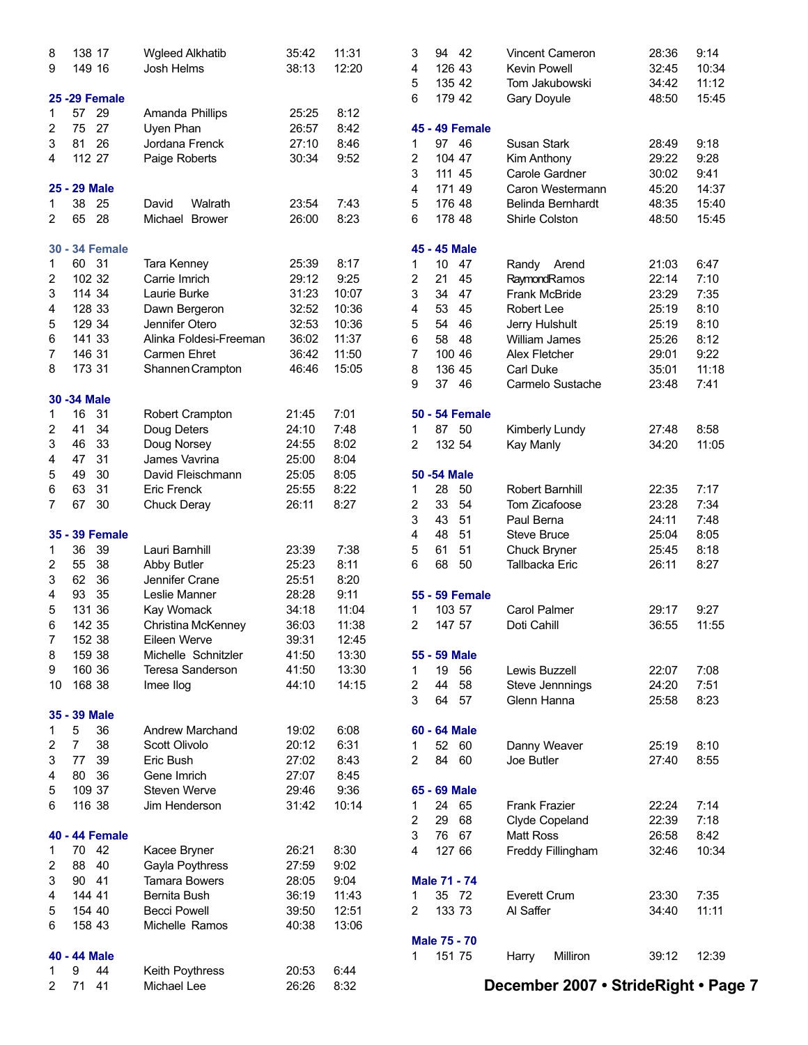| | | | | | |
|---|---|---|---|---|---|
| 8 | 138 | 17 | Wgleed Alkhatib | 35:42 | 11:31 |
| 9 | 149 | 16 | Josh Helms | 38:13 | 12:20 |

### 25 -29 Female

| | | | | | |
|---|---|---|---|---|---|
| 1 | 57 | 29 | Amanda Phillips | 25:25 | 8:12 |
| 2 | 75 | 27 | Uyen Phan | 26:57 | 8:42 |
| 3 | 81 | 26 | Jordana Frenck | 27:10 | 8:46 |
| 4 | 112 | 27 | Paige Roberts | 30:34 | 9:52 |

### 25 - 29 Male

| | | | | | |
|---|---|---|---|---|---|
| 1 | 38 | 25 | David Walrath | 23:54 | 7:43 |
| 2 | 65 | 28 | Michael Brower | 26:00 | 8:23 |

### 30 - 34 Female

| | | | | | |
|---|---|---|---|---|---|
| 1 | 60 | 31 | Tara Kenney | 25:39 | 8:17 |
| 2 | 102 | 32 | Carrie Imrich | 29:12 | 9:25 |
| 3 | 114 | 34 | Laurie Burke | 31:23 | 10:07 |
| 4 | 128 | 33 | Dawn Bergeron | 32:52 | 10:36 |
| 5 | 129 | 34 | Jennifer Otero | 32:53 | 10:36 |
| 6 | 141 | 33 | Alinka Foldesi-Freeman | 36:02 | 11:37 |
| 7 | 146 | 31 | Carmen Ehret | 36:42 | 11:50 |
| 8 | 173 | 31 | Shannen Crampton | 46:46 | 15:05 |

### 30 -34 Male

| | | | | | |
|---|---|---|---|---|---|
| 1 | 16 | 31 | Robert Crampton | 21:45 | 7:01 |
| 2 | 41 | 34 | Doug Deters | 24:10 | 7:48 |
| 3 | 46 | 33 | Doug Norsey | 24:55 | 8:02 |
| 4 | 47 | 31 | James Vavrina | 25:00 | 8:04 |
| 5 | 49 | 30 | David Fleischmann | 25:05 | 8:05 |
| 6 | 63 | 31 | Eric Frenck | 25:55 | 8:22 |
| 7 | 67 | 30 | Chuck Deray | 26:11 | 8:27 |

### 35 - 39 Female

| | | | | | |
|---|---|---|---|---|---|
| 1 | 36 | 39 | Lauri Barnhill | 23:39 | 7:38 |
| 2 | 55 | 38 | Abby Butler | 25:23 | 8:11 |
| 3 | 62 | 36 | Jennifer Crane | 25:51 | 8:20 |
| 4 | 93 | 35 | Leslie Manner | 28:28 | 9:11 |
| 5 | 131 | 36 | Kay Womack | 34:18 | 11:04 |
| 6 | 142 | 35 | Christina McKenney | 36:03 | 11:38 |
| 7 | 152 | 38 | Eileen Werve | 39:31 | 12:45 |
| 8 | 159 | 38 | Michelle Schnitzler | 41:50 | 13:30 |
| 9 | 160 | 36 | Teresa Sanderson | 41:50 | 13:30 |
| 10 | 168 | 38 | Imee Ilog | 44:10 | 14:15 |

### 35 - 39 Male

| | | | | | |
|---|---|---|---|---|---|
| 1 | 5 | 36 | Andrew Marchand | 19:02 | 6:08 |
| 2 | 7 | 38 | Scott Olivolo | 20:12 | 6:31 |
| 3 | 77 | 39 | Eric Bush | 27:02 | 8:43 |
| 4 | 80 | 36 | Gene Imrich | 27:07 | 8:45 |
| 5 | 109 | 37 | Steven Werve | 29:46 | 9:36 |
| 6 | 116 | 38 | Jim Henderson | 31:42 | 10:14 |

### 40 - 44 Female

| | | | | | |
|---|---|---|---|---|---|
| 1 | 70 | 42 | Kacee Bryner | 26:21 | 8:30 |
| 2 | 88 | 40 | Gayla Poythress | 27:59 | 9:02 |
| 3 | 90 | 41 | Tamara Bowers | 28:05 | 9:04 |
| 4 | 144 | 41 | Bernita Bush | 36:19 | 11:43 |
| 5 | 154 | 40 | Becci Powell | 39:50 | 12:51 |
| 6 | 158 | 43 | Michelle Ramos | 40:38 | 13:06 |

### 40 - 44 Male

| | | | | | |
|---|---|---|---|---|---|
| 1 | 9 | 44 | Keith Poythress | 20:53 | 6:44 |
| 2 | 71 | 41 | Michael Lee | 26:26 | 8:32 |
| 3 | 94 | 42 | Vincent Cameron | 28:36 | 9:14 |
| 4 | 126 | 43 | Kevin Powell | 32:45 | 10:34 |
| 5 | 135 | 42 | Tom Jakubowski | 34:42 | 11:12 |
| 6 | 179 | 42 | Gary Doyule | 48:50 | 15:45 |

### 45 - 49 Female

| | | | | | |
|---|---|---|---|---|---|
| 1 | 97 | 46 | Susan Stark | 28:49 | 9:18 |
| 2 | 104 | 47 | Kim Anthony | 29:22 | 9:28 |
| 3 | 111 | 45 | Carole Gardner | 30:02 | 9:41 |
| 4 | 171 | 49 | Caron Westermann | 45:20 | 14:37 |
| 5 | 176 | 48 | Belinda Bernhardt | 48:35 | 15:40 |
| 6 | 178 | 48 | Shirle Colston | 48:50 | 15:45 |

### 45 - 45 Male

| | | | | | |
|---|---|---|---|---|---|
| 1 | 10 | 47 | Randy Arend | 21:03 | 6:47 |
| 2 | 21 | 45 | Raymond Ramos | 22:14 | 7:10 |
| 3 | 34 | 47 | Frank McBride | 23:29 | 7:35 |
| 4 | 53 | 45 | Robert Lee | 25:19 | 8:10 |
| 5 | 54 | 46 | Jerry Hulshult | 25:19 | 8:10 |
| 6 | 58 | 48 | William James | 25:26 | 8:12 |
| 7 | 100 | 46 | Alex Fletcher | 29:01 | 9:22 |
| 8 | 136 | 45 | Carl Duke | 35:01 | 11:18 |
| 9 | 37 | 46 | Carmelo Sustache | 23:48 | 7:41 |

### 50 - 54 Female

| | | | | | |
|---|---|---|---|---|---|
| 1 | 87 | 50 | Kimberly Lundy | 27:48 | 8:58 |
| 2 | 132 | 54 | Kay Manly | 34:20 | 11:05 |

### 50 -54 Male

| | | | | | |
|---|---|---|---|---|---|
| 1 | 28 | 50 | Robert Barnhill | 22:35 | 7:17 |
| 2 | 33 | 54 | Tom Zicafoose | 23:28 | 7:34 |
| 3 | 43 | 51 | Paul Berna | 24:11 | 7:48 |
| 4 | 48 | 51 | Steve Bruce | 25:04 | 8:05 |
| 5 | 61 | 51 | Chuck Bryner | 25:45 | 8:18 |
| 6 | 68 | 50 | Tallbacka Eric | 26:11 | 8:27 |

### 55 - 59 Female

| | | | | | |
|---|---|---|---|---|---|
| 1 | 103 | 57 | Carol Palmer | 29:17 | 9:27 |
| 2 | 147 | 57 | Doti Cahill | 36:55 | 11:55 |

### 55 - 59 Male

| | | | | | |
|---|---|---|---|---|---|
| 1 | 19 | 56 | Lewis Buzzell | 22:07 | 7:08 |
| 2 | 44 | 58 | Steve Jennnings | 24:20 | 7:51 |
| 3 | 64 | 57 | Glenn Hanna | 25:58 | 8:23 |

### 60 - 64 Male

| | | | | | |
|---|---|---|---|---|---|
| 1 | 52 | 60 | Danny Weaver | 25:19 | 8:10 |
| 2 | 84 | 60 | Joe Butler | 27:40 | 8:55 |

### 65 - 69 Male

| | | | | | |
|---|---|---|---|---|---|
| 1 | 24 | 65 | Frank Frazier | 22:24 | 7:14 |
| 2 | 29 | 68 | Clyde Copeland | 22:39 | 7:18 |
| 3 | 76 | 67 | Matt Ross | 26:58 | 8:42 |
| 4 | 127 | 66 | Freddy Fillingham | 32:46 | 10:34 |

### Male 71 - 74

| | | | | | |
|---|---|---|---|---|---|
| 1 | 35 | 72 | Everett Crum | 23:30 | 7:35 |
| 2 | 133 | 73 | Al Saffer | 34:40 | 11:11 |

### Male 75 - 70

| | | | | | |
|---|---|---|---|---|---|
| 1 | 151 | 75 | Harry Milliron | 39:12 | 12:39 |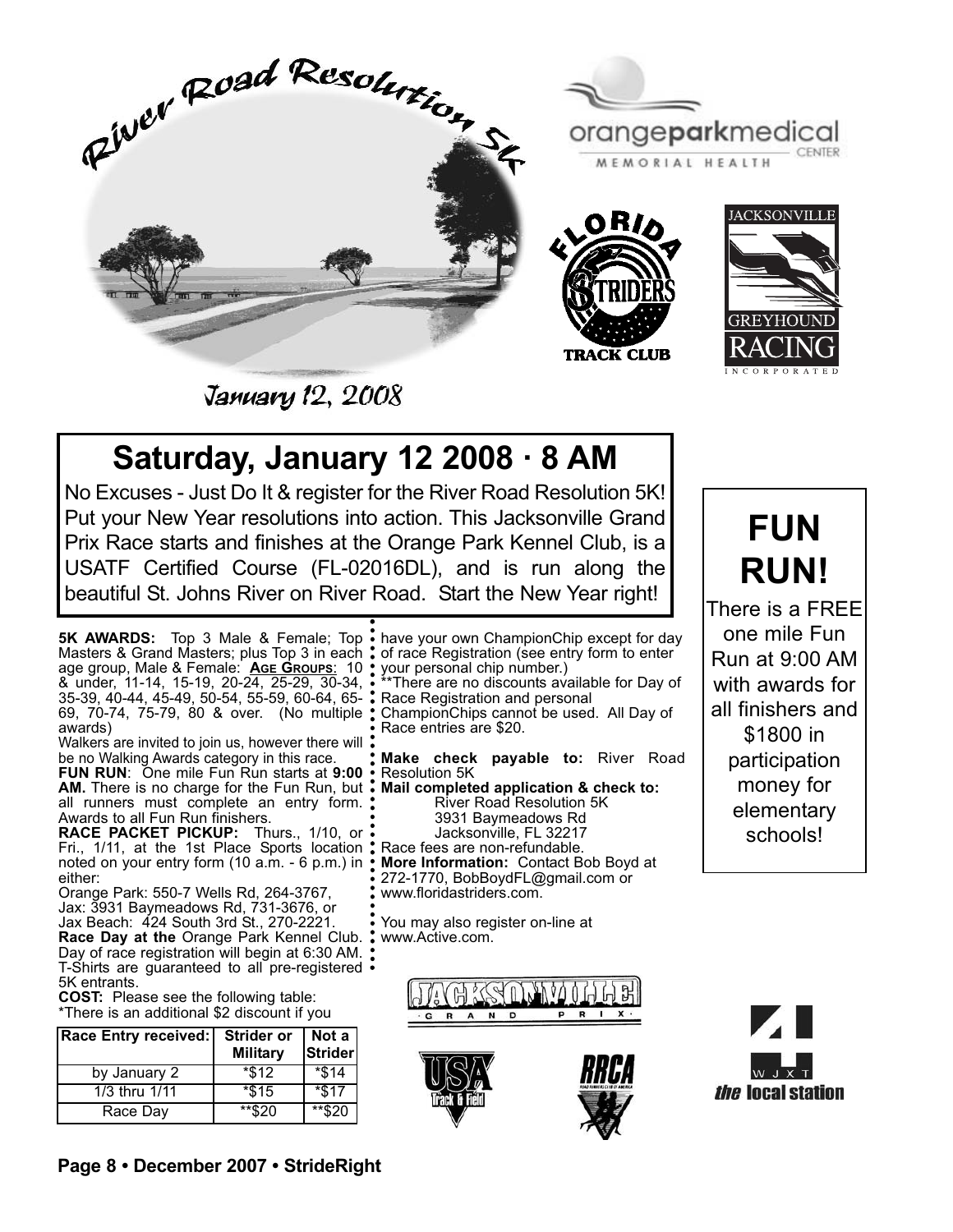River Road Resolution 5k

January 12, 2008

# Saturday, January 12 2008 · 8 AM

No Excuses - Just Do It & register for the River Road Resolution 5K! Put your New Year resolutions into action. This Jacksonville Grand Prix Race starts and finishes at the Orange Park Kennel Club, is a USATF Certified Course (FL-02016DL), and is run along the beautiful St. Johns River on River Road. Start the New Year right!

**5K AWARDS:** Top 3 Male & Female; Top Masters & Grand Masters; plus Top 3 in each age group, Male & Female: **AGE GROUPS**: 10 & under, 11-14, 15-19, 20-24, 25-29, 30-34, 35-39, 40-44, 45-49, 50-54, 55-59, 60-64, 65-69, 70-74, 75-79, 80 & over. (No multiple awards)

Walkers are invited to join us, however there will be no Walking Awards category in this race.

**FUN RUN**: One mile Fun Run starts at **9:00 AM.** There is no charge for the Fun Run, but all runners must complete an entry form. Awards to all Fun Run finishers.

**RACE PACKET PICKUP:** Thurs., 1/10, or Fri., 1/11, at the 1st Place Sports location noted on your entry form (10 a.m. - 6 p.m.) in either:

Orange Park: 550-7 Wells Rd, 264-3767,
Jax: 3931 Baymeadows Rd, 731-3676, or
Jax Beach: 424 South 3rd St., 270-2221.

**Race Day at the** Orange Park Kennel Club. Day of race registration will begin at 6:30 AM. T-Shirts are guaranteed to all pre-registered 5K entrants.

**COST:** Please see the following table:
*There is an additional $2 discount if you have your own ChampionChip except for day of race Registration (see entry form to enter your personal chip number.)

| Race Entry received: | Strider or Military | Not a Strider |
|---|---|---|
| by January 2 | *$12 | *$14 |
| 1/3 thru 1/11 | *$15 | *$17 |
| Race Day | **$20 | **$20 |

**There are no discounts available for Day of Race Registration and personal ChampionChips cannot be used. All Day of Race entries are $20.

**Make check payable to:** River Road Resolution 5K

**Mail completed application & check to:**
River Road Resolution 5K
3931 Baymeadows Rd
Jacksonville, FL 32217

Race fees are non-refundable.

**More Information:** Contact Bob Boyd at 272-1770, BobBoydFL@gmail.com or www.floridastriders.com.

You may also register on-line at www.Active.com.

## FUN RUN!

There is a FREE one mile Fun Run at 9:00 AM with awards for all finishers and $1800 in participation money for elementary schools!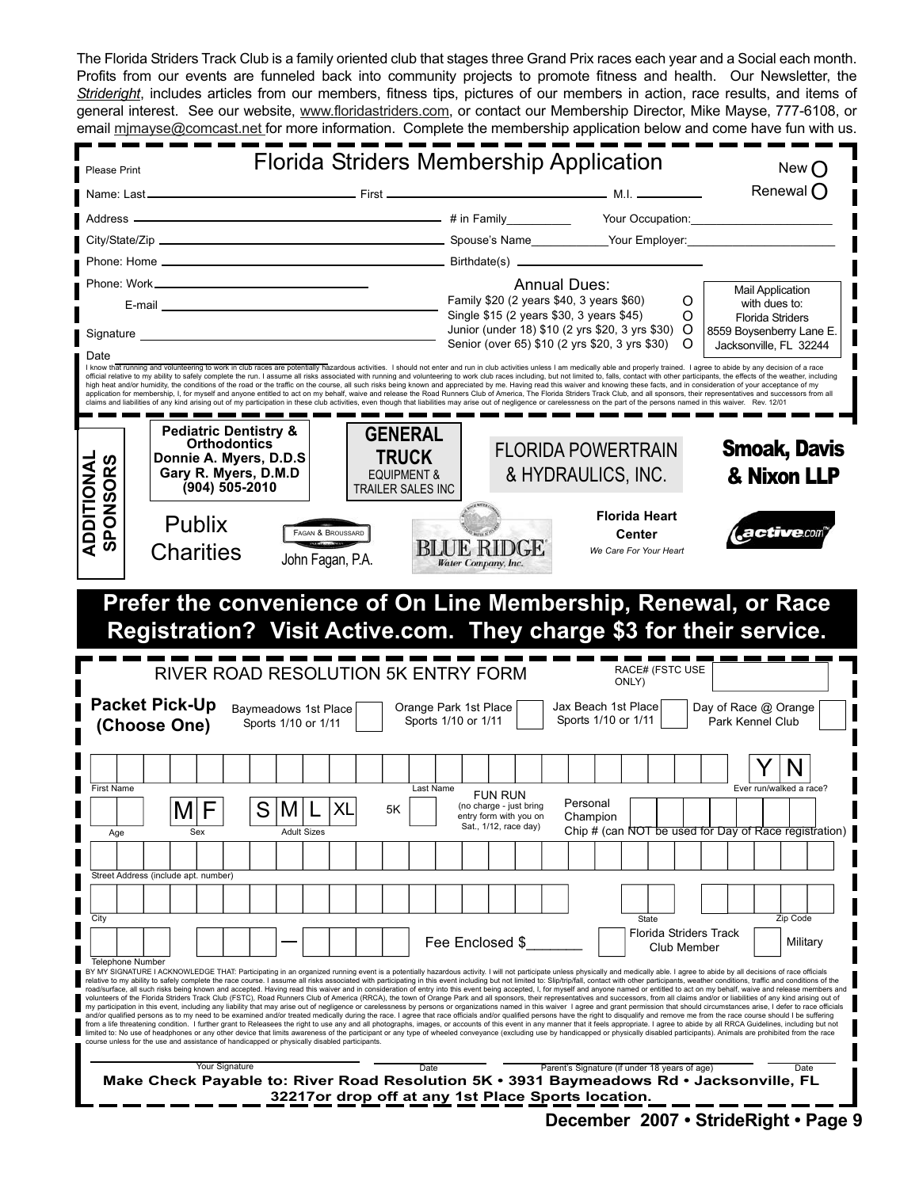The Florida Striders Track Club is a family oriented club that stages three Grand Prix races each year and a Social each month. Profits from our events are funneled back into community projects to promote fitness and health. Our Newsletter, the *Strideright*, includes articles from our members, fitness tips, pictures of our members in action, race results, and items of general interest. See our website, www.floridastriders.com, or contact our Membership Director, Mike Mayse, 777-6108, or email mjmayse@comcast.net for more information. Complete the membership application below and come have fun with us.

## Florida Striders Membership Application

Please Print

New ○ Renewal ○

Name: Last ______ First ______ M.I. ______

Address ______ # in Family ______ Your Occupation: ______

City/State/Zip ______ Spouse's Name ______ Your Employer: ______

Phone: Home ______ Birthdate(s) ______

Phone: Work ______

E-mail ______

Signature ______

Date

**Annual Dues:**

- Family $20 (2 years $40, 3 years $60) ○
- Single $15 (2 years $30, 3 years $45) ○
- Junior (under 18) $10 (2 yrs $20, 3 yrs $30) ○
- Senior (over 65) $10 (2 yrs $20, 3 yrs $30) ○

Mail Application with dues to:
Florida Striders
8559 Boysenberry Lane E.
Jacksonville, FL 32244

I know that running and volunteering to work in club races are potentially hazardous activities. I should not enter and run in club activities unless I am medically able and properly trained. I agree to abide by any decision of a race official relative to my ability to safely complete the run. I assume all risks associated with running and volunteering to work club races including, but not limited to, falls, contact with other participants, the effects of the weather, including high heat and/or humidity, the conditions of the road or the traffic on the course, all such risks being known and appreciated by me. Having read this waiver and knowing these facts, and in consideration of your acceptance of my application for membership, I, for myself and anyone entitled to act on my behalf, waive and release the Road Runners Club of America, The Florida Striders Track Club, and all sponsors, their representatives and successors from all claims and liabilities of any kind arising out of my participation in these club activities, even though that liabilities may arise out of negligence or carelessness on the part of the persons named in this waiver. Rev. 12/01

**ADDITIONAL SPONSORS**

- **Pediatric Dentistry & Orthodontics** — Donnie A. Myers, D.D.S, Gary R. Myers, D.M.D, (904) 505-2010
- **GENERAL TRUCK** EQUIPMENT & TRAILER SALES INC
- FLORIDA POWERTRAIN & HYDRAULICS, INC.
- **Smoak, Davis & Nixon LLP**
- Publix Charities
- Fagan & Broussard — John Fagan, P.A.
- BLUE RIDGE Water Company, Inc.
- **Florida Heart Center** — *We Care For Your Heart*
- active.com

**Prefer the convenience of On Line Membership, Renewal, or Race Registration? Visit Active.com. They charge $3 for their service.**

## RIVER ROAD RESOLUTION 5K ENTRY FORM

RACE# (FSTC USE ONLY)

**Packet Pick-Up (Choose One)**

- Baymeadows 1st Place Sports 1/10 or 1/11 ☐
- Orange Park 1st Place Sports 1/10 or 1/11 ☐
- Jax Beach 1st Place Sports 1/10 or 1/11 ☐
- Day of Race @ Orange Park Kennel Club ☐

First Name ______ Last Name ______ Ever run/walked a race? Y N

Age ______ Sex M F Adult Sizes S M L XL 5K ☐ FUN RUN (no charge - just bring entry form with you on Sat., 1/12, race day) Personal Champion Chip # (can NOT be used for Day of Race registration) ______

Street Address (include apt. number) ______

City ______ State ______ Zip Code ______

Telephone Number ______ — ______ Fee Enclosed $______ ☐ Florida Striders Track Club Member ☐ Military

BY MY SIGNATURE I ACKNOWLEDGE THAT: Participating in an organized running event is a potentially hazardous activity. I will not participate unless physically and medically able. I agree to abide by all decisions of race officials relative to my ability to safely complete the race course. I assume all risks associated with participating in this event including but not limited to: Slip/trip/fall, contact with other participants, weather conditions, traffic and conditions of the road/surface, all such risks being known and accepted. Having read this waiver and in consideration of entry into this event being accepted, I, for myself and anyone named or entitled to act on my behalf, waive and release members and volunteers of the Florida Striders Track Club (FSTC), Road Runners Club of America (RRCA), the town of Orange Park and all sponsors, their representatives and successors, from all claims and/or liabilities of any kind arising out of my participation in this event, including any liability that may arise out of negligence or carelessness by persons or organizations named in this waiver. I agree and grant permission that should circumstances arise, I defer to race officials and/or qualified persons as to my need to be examined and/or treated medically during the race. I agree that race officials and/or qualified persons have the right to disqualify and remove me from the race course should I be suffering from a life threatening condition. I further grant to Releasees the right to use any and all photographs, images, or accounts of this event in any manner that it feels appropriate. I agree to abide by all RRCA Guidelines, including but not limited to: No use of headphones or any other device that limits awareness of the participant or any type of wheeled conveyance (excluding use by handicapped or physically disabled participants). Animals are prohibited from the race course unless for the use and assistance of handicapped or physically disabled participants.

Your Signature ______ Date ______ Parent's Signature (if under 18 years of age) ______ Date ______

**Make Check Payable to: River Road Resolution 5K • 3931 Baymeadows Rd • Jacksonville, FL 32217or drop off at any 1st Place Sports location.**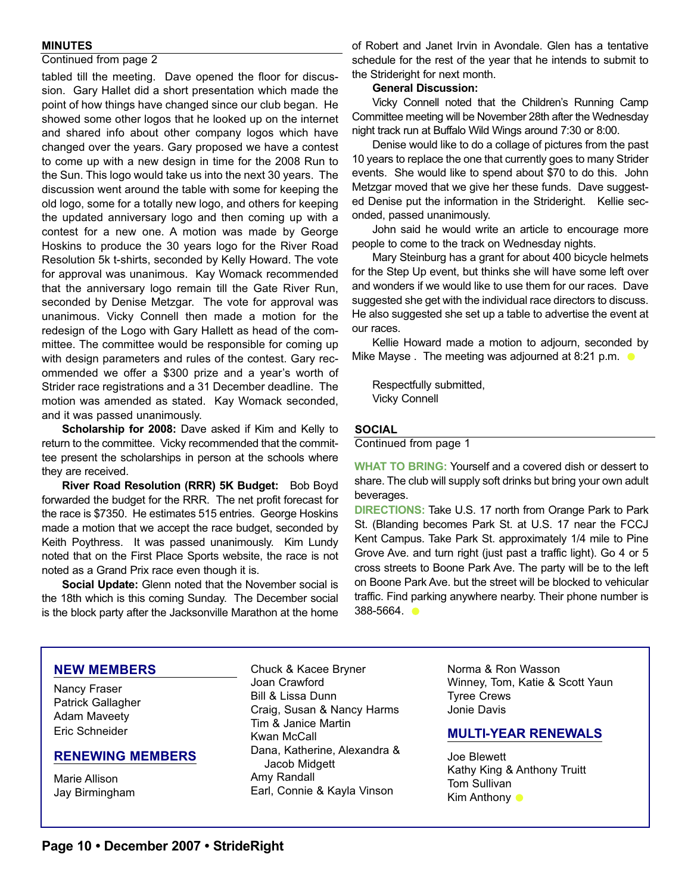## MINUTES

Continued from page 2

tabled till the meeting. Dave opened the floor for discussion. Gary Hallet did a short presentation which made the point of how things have changed since our club began. He showed some other logos that he looked up on the internet and shared info about other company logos which have changed over the years. Gary proposed we have a contest to come up with a new design in time for the 2008 Run to the Sun. This logo would take us into the next 30 years. The discussion went around the table with some for keeping the old logo, some for a totally new logo, and others for keeping the updated anniversary logo and then coming up with a contest for a new one. A motion was made by George Hoskins to produce the 30 years logo for the River Road Resolution 5k t-shirts, seconded by Kelly Howard. The vote for approval was unanimous. Kay Womack recommended that the anniversary logo remain till the Gate River Run, seconded by Denise Metzgar. The vote for approval was unanimous. Vicky Connell then made a motion for the redesign of the Logo with Gary Hallett as head of the committee. The committee would be responsible for coming up with design parameters and rules of the contest. Gary recommended we offer a $300 prize and a year's worth of Strider race registrations and a 31 December deadline. The motion was amended as stated. Kay Womack seconded, and it was passed unanimously.

**Scholarship for 2008:** Dave asked if Kim and Kelly to return to the committee. Vicky recommended that the committee present the scholarships in person at the schools where they are received.

**River Road Resolution (RRR) 5K Budget:** Bob Boyd forwarded the budget for the RRR. The net profit forecast for the race is $7350. He estimates 515 entries. George Hoskins made a motion that we accept the race budget, seconded by Keith Poythress. It was passed unanimously. Kim Lundy noted that on the First Place Sports website, the race is not noted as a Grand Prix race even though it is.

**Social Update:** Glenn noted that the November social is the 18th which is this coming Sunday. The December social is the block party after the Jacksonville Marathon at the home of Robert and Janet Irvin in Avondale. Glen has a tentative schedule for the rest of the year that he intends to submit to the Strideright for next month.

**General Discussion:**

Vicky Connell noted that the Children's Running Camp Committee meeting will be November 28th after the Wednesday night track run at Buffalo Wild Wings around 7:30 or 8:00.

Denise would like to do a collage of pictures from the past 10 years to replace the one that currently goes to many Strider events. She would like to spend about $70 to do this. John Metzgar moved that we give her these funds. Dave suggested Denise put the information in the Strideright. Kellie seconded, passed unanimously.

John said he would write an article to encourage more people to come to the track on Wednesday nights.

Mary Steinburg has a grant for about 400 bicycle helmets for the Step Up event, but thinks she will have some left over and wonders if we would like to use them for our races. Dave suggested she get with the individual race directors to discuss. He also suggested she set up a table to advertise the event at our races.

Kellie Howard made a motion to adjourn, seconded by Mike Mayse . The meeting was adjourned at 8:21 p.m.

Respectfully submitted,
Vicky Connell

## SOCIAL

Continued from page 1

**WHAT TO BRING:** Yourself and a covered dish or dessert to share. The club will supply soft drinks but bring your own adult beverages.

**DIRECTIONS:** Take U.S. 17 north from Orange Park to Park St. (Blanding becomes Park St. at U.S. 17 near the FCCJ Kent Campus. Take Park St. approximately 1/4 mile to Pine Grove Ave. and turn right (just past a traffic light). Go 4 or 5 cross streets to Boone Park Ave. The party will be to the left on Boone Park Ave. but the street will be blocked to vehicular traffic. Find parking anywhere nearby. Their phone number is 388-5664.

## NEW MEMBERS

Nancy Fraser
Patrick Gallagher
Adam Maveety
Eric Schneider

## RENEWING MEMBERS

Marie Allison
Jay Birmingham
Chuck & Kacee Bryner
Joan Crawford
Bill & Lissa Dunn
Craig, Susan & Nancy Harms
Tim & Janice Martin
Kwan McCall
Dana, Katherine, Alexandra & Jacob Midgett
Amy Randall
Earl, Connie & Kayla Vinson
Norma & Ron Wasson
Winney, Tom, Katie & Scott Yaun
Tyree Crews
Jonie Davis

## MULTI-YEAR RENEWALS

Joe Blewett
Kathy King & Anthony Truitt
Tom Sullivan
Kim Anthony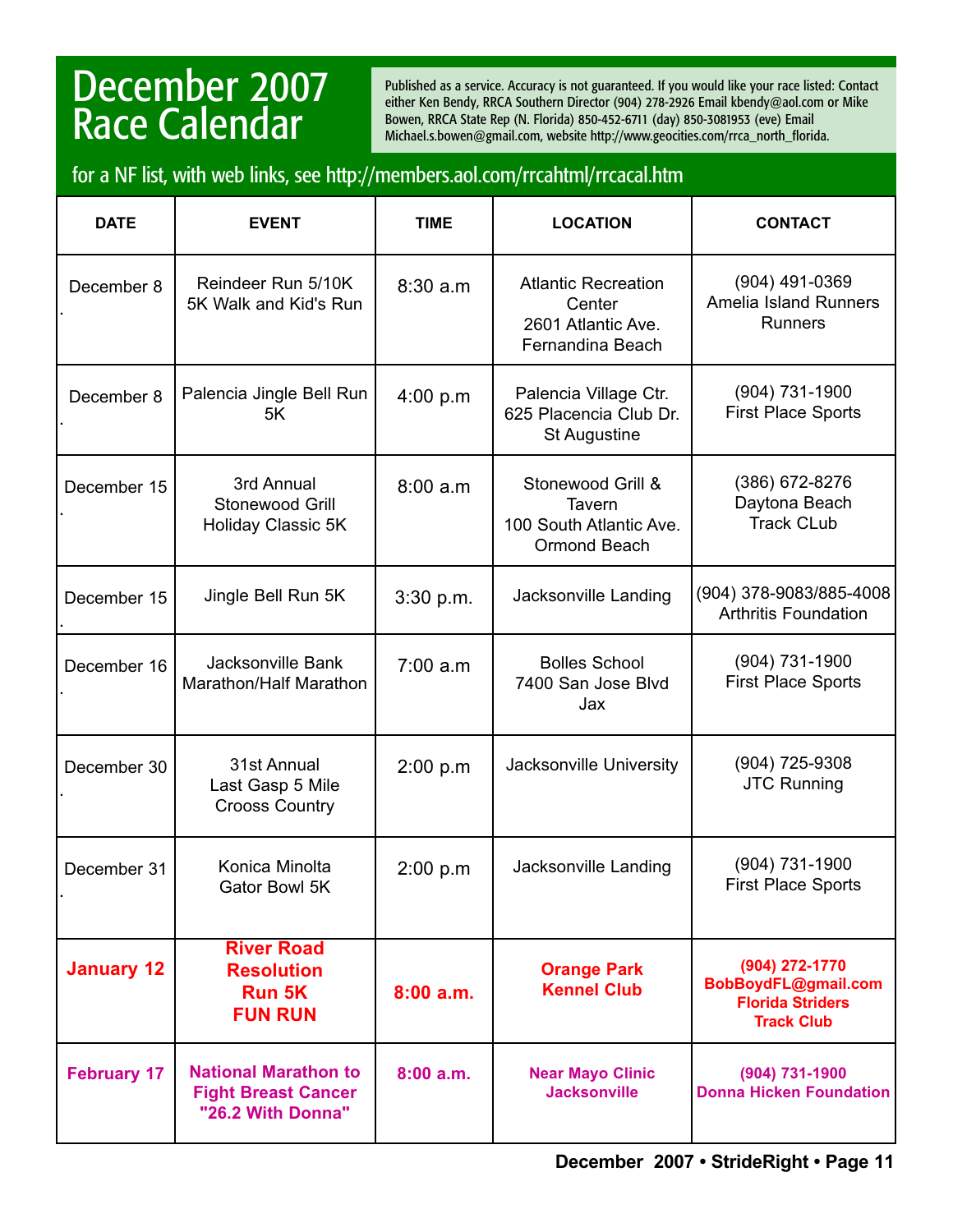# December 2007 Race Calendar

Published as a service. Accuracy is not guaranteed. If you would like your race listed: Contact either Ken Bendy, RRCA Southern Director (904) 278-2926 Email kbendy@aol.com or Mike Bowen, RRCA State Rep (N. Florida) 850-452-6711 (day) 850-3081953 (eve) Email Michael.s.bowen@gmail.com, website http://www.geocities.com/rrca_north_florida.

for a NF list, with web links, see http://members.aol.com/rrcahtml/rrcacal.htm

| DATE | EVENT | TIME | LOCATION | CONTACT |
|---|---|---|---|---|
| December 8 | Reindeer Run 5/10K 5K Walk and Kid's Run | 8:30 a.m | Atlantic Recreation Center 2601 Atlantic Ave. Fernandina Beach | (904) 491-0369 Amelia Island Runners Runners |
| December 8 | Palencia Jingle Bell Run 5K | 4:00 p.m | Palencia Village Ctr. 625 Placencia Club Dr. St Augustine | (904) 731-1900 First Place Sports |
| December 15 | 3rd Annual Stonewood Grill Holiday Classic 5K | 8:00 a.m | Stonewood Grill & Tavern 100 South Atlantic Ave. Ormond Beach | (386) 672-8276 Daytona Beach Track CLub |
| December 15 | Jingle Bell Run 5K | 3:30 p.m. | Jacksonville Landing | (904) 378-9083/885-4008 Arthritis Foundation |
| December 16 | Jacksonville Bank Marathon/Half Marathon | 7:00 a.m | Bolles School 7400 San Jose Blvd Jax | (904) 731-1900 First Place Sports |
| December 30 | 31st Annual Last Gasp 5 Mile Crooss Country | 2:00 p.m | Jacksonville University | (904) 725-9308 JTC Running |
| December 31 | Konica Minolta Gator Bowl 5K | 2:00 p.m | Jacksonville Landing | (904) 731-1900 First Place Sports |
| **January 12** | **River Road Resolution Run 5K FUN RUN** | **8:00 a.m.** | **Orange Park Kennel Club** | **(904) 272-1770 BobBoydFL@gmail.com Florida Striders Track Club** |
| **February 17** | **National Marathon to Fight Breast Cancer "26.2 With Donna"** | **8:00 a.m.** | **Near Mayo Clinic Jacksonville** | **(904) 731-1900 Donna Hicken Foundation** |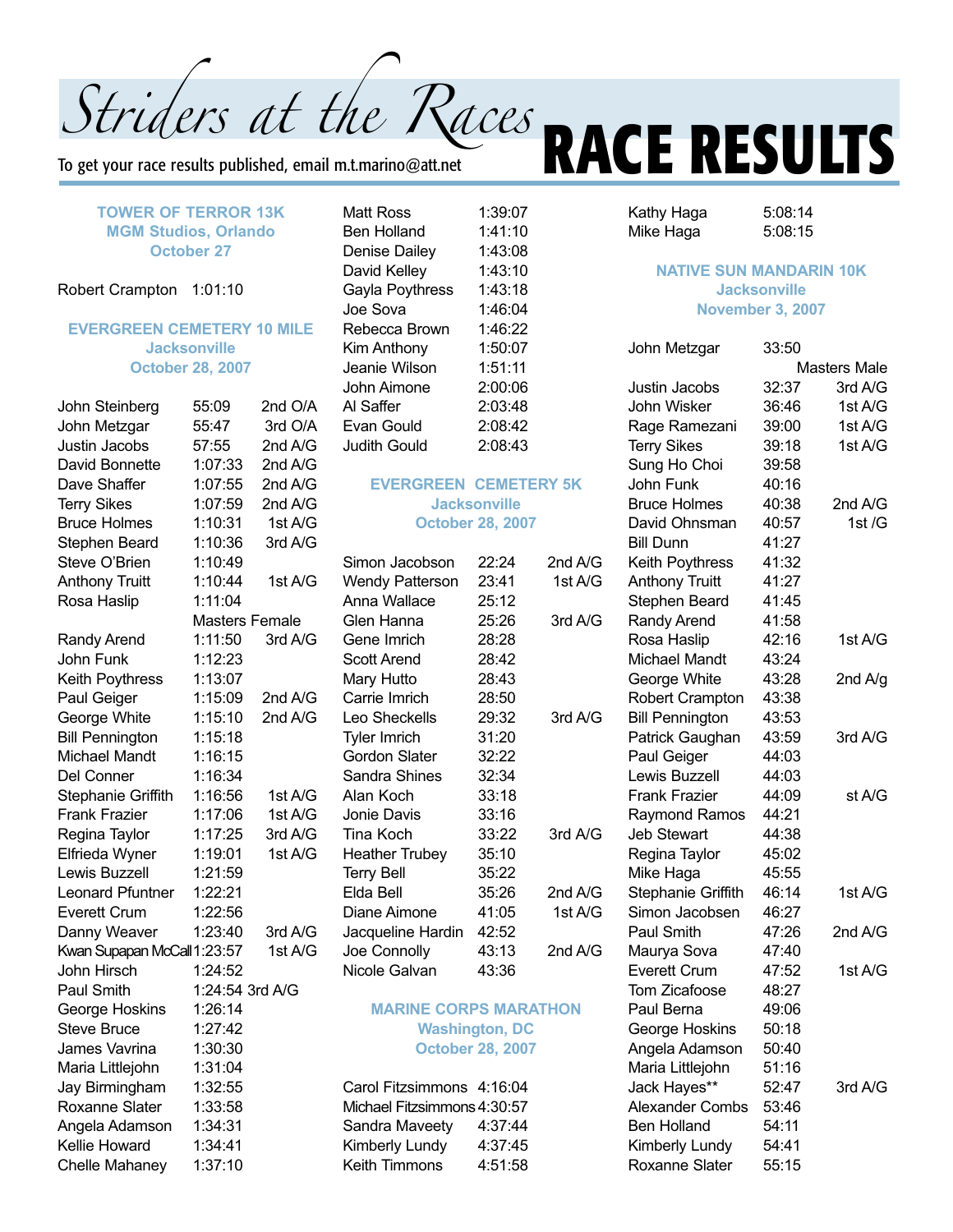# Striders at the Races

To get your race results published, email m.t.marino@att.net

# RACE RESULTS

### TOWER OF TERROR 13K
**MGM Studios, Orlando**
**October 27**

| Name | Time | Place |
|---|---|---|
| Robert Crampton | 1:01:10 | |

### EVERGREEN CEMETERY 10 MILE
**Jacksonville**
**October 28, 2007**

| Name | Time | Place |
|---|---|---|
| John Steinberg | 55:09 | 2nd O/A |
| John Metzgar | 55:47 | 3rd O/A |
| Justin Jacobs | 57:55 | 2nd A/G |
| David Bonnette | 1:07:33 | 2nd A/G |
| Dave Shaffer | 1:07:55 | 2nd A/G |
| Terry Sikes | 1:07:59 | 2nd A/G |
| Bruce Holmes | 1:10:31 | 1st A/G |
| Stephen Beard | 1:10:36 | 3rd A/G |
| Steve O'Brien | 1:10:49 | |
| Anthony Truitt | 1:10:44 | 1st A/G |
| Rosa Haslip | 1:11:04 | Masters Female |
| Randy Arend | 1:11:50 | 3rd A/G |
| John Funk | 1:12:23 | |
| Keith Poythress | 1:13:07 | |
| Paul Geiger | 1:15:09 | 2nd A/G |
| George White | 1:15:10 | 2nd A/G |
| Bill Pennington | 1:15:18 | |
| Michael Mandt | 1:16:15 | |
| Del Conner | 1:16:34 | |
| Stephanie Griffith | 1:16:56 | 1st A/G |
| Frank Frazier | 1:17:06 | 1st A/G |
| Regina Taylor | 1:17:25 | 3rd A/G |
| Elfrieda Wyner | 1:19:01 | 1st A/G |
| Lewis Buzzell | 1:21:59 | |
| Leonard Pfuntner | 1:22:21 | |
| Everett Crum | 1:22:56 | |
| Danny Weaver | 1:23:40 | 3rd A/G |
| Kwan Supapan McCall | 1:23:57 | 1st A/G |
| John Hirsch | 1:24:52 | |
| Paul Smith | 1:24:54 | 3rd A/G |
| George Hoskins | 1:26:14 | |
| Steve Bruce | 1:27:42 | |
| James Vavrina | 1:30:30 | |
| Maria Littlejohn | 1:31:04 | |
| Jay Birmingham | 1:32:55 | |
| Roxanne Slater | 1:33:58 | |
| Angela Adamson | 1:34:31 | |
| Kellie Howard | 1:34:41 | |
| Chelle Mahaney | 1:37:10 | |
| Matt Ross | 1:39:07 | |
| Ben Holland | 1:41:10 | |
| Denise Dailey | 1:43:08 | |
| David Kelley | 1:43:10 | |
| Gayla Poythress | 1:43:18 | |
| Joe Sova | 1:46:04 | |
| Rebecca Brown | 1:46:22 | |
| Kim Anthony | 1:50:07 | |
| Jeanie Wilson | 1:51:11 | |
| John Aimone | 2:00:06 | |
| Al Saffer | 2:03:48 | |
| Evan Gould | 2:08:42 | |
| Judith Gould | 2:08:43 | |

### EVERGREEN CEMETERY 5K
**Jacksonville**
**October 28, 2007**

| Name | Time | Place |
|---|---|---|
| Simon Jacobson | 22:24 | 2nd A/G |
| Wendy Patterson | 23:41 | 1st A/G |
| Anna Wallace | 25:12 | |
| Glen Hanna | 25:26 | 3rd A/G |
| Gene Imrich | 28:28 | |
| Scott Arend | 28:42 | |
| Mary Hutto | 28:43 | |
| Carrie Imrich | 28:50 | |
| Leo Sheckells | 29:32 | 3rd A/G |
| Tyler Imrich | 31:20 | |
| Gordon Slater | 32:22 | |
| Sandra Shines | 32:34 | |
| Alan Koch | 33:18 | |
| Jonie Davis | 33:16 | |
| Tina Koch | 33:22 | 3rd A/G |
| Heather Trubey | 35:10 | |
| Terry Bell | 35:22 | |
| Elda Bell | 35:26 | 2nd A/G |
| Diane Aimone | 41:05 | 1st A/G |
| Jacqueline Hardin | 42:52 | |
| Joe Connolly | 43:13 | 2nd A/G |
| Nicole Galvan | 43:36 | |

### MARINE CORPS MARATHON
**Washington, DC**
**October 28, 2007**

| Name | Time | Place |
|---|---|---|
| Carol Fitzsimmons | 4:16:04 | |
| Michael Fitzsimmons | 4:30:57 | |
| Sandra Maveety | 4:37:44 | |
| Kimberly Lundy | 4:37:45 | |
| Keith Timmons | 4:51:58 | |
| Kathy Haga | 5:08:14 | |
| Mike Haga | 5:08:15 | |

### NATIVE SUN MANDARIN 10K
**Jacksonville**
**November 3, 2007**

| Name | Time | Place |
|---|---|---|
| John Metzgar | 33:50 | Masters Male |
| Justin Jacobs | 32:37 | 3rd A/G |
| John Wisker | 36:46 | 1st A/G |
| Rage Ramezani | 39:00 | 1st A/G |
| Terry Sikes | 39:18 | 1st A/G |
| Sung Ho Choi | 39:58 | |
| John Funk | 40:16 | |
| Bruce Holmes | 40:38 | 2nd A/G |
| David Ohnsman | 40:57 | 1st /G |
| Bill Dunn | 41:27 | |
| Keith Poythress | 41:32 | |
| Anthony Truitt | 41:27 | |
| Stephen Beard | 41:45 | |
| Randy Arend | 41:58 | |
| Rosa Haslip | 42:16 | 1st A/G |
| Michael Mandt | 43:24 | |
| George White | 43:28 | 2nd A/g |
| Robert Crampton | 43:38 | |
| Bill Pennington | 43:53 | |
| Patrick Gaughan | 43:59 | 3rd A/G |
| Paul Geiger | 44:03 | |
| Lewis Buzzell | 44:03 | |
| Frank Frazier | 44:09 | st A/G |
| Raymond Ramos | 44:21 | |
| Jeb Stewart | 44:38 | |
| Regina Taylor | 45:02 | |
| Mike Haga | 45:55 | |
| Stephanie Griffith | 46:14 | 1st A/G |
| Simon Jacobsen | 46:27 | |
| Paul Smith | 47:26 | 2nd A/G |
| Maurya Sova | 47:40 | |
| Everett Crum | 47:52 | 1st A/G |
| Tom Zicafoose | 48:27 | |
| Paul Berna | 49:06 | |
| George Hoskins | 50:18 | |
| Angela Adamson | 50:40 | |
| Maria Littlejohn | 51:16 | |
| Jack Hayes** | 52:47 | 3rd A/G |
| Alexander Combs | 53:46 | |
| Ben Holland | 54:11 | |
| Kimberly Lundy | 54:41 | |
| Roxanne Slater | 55:15 | |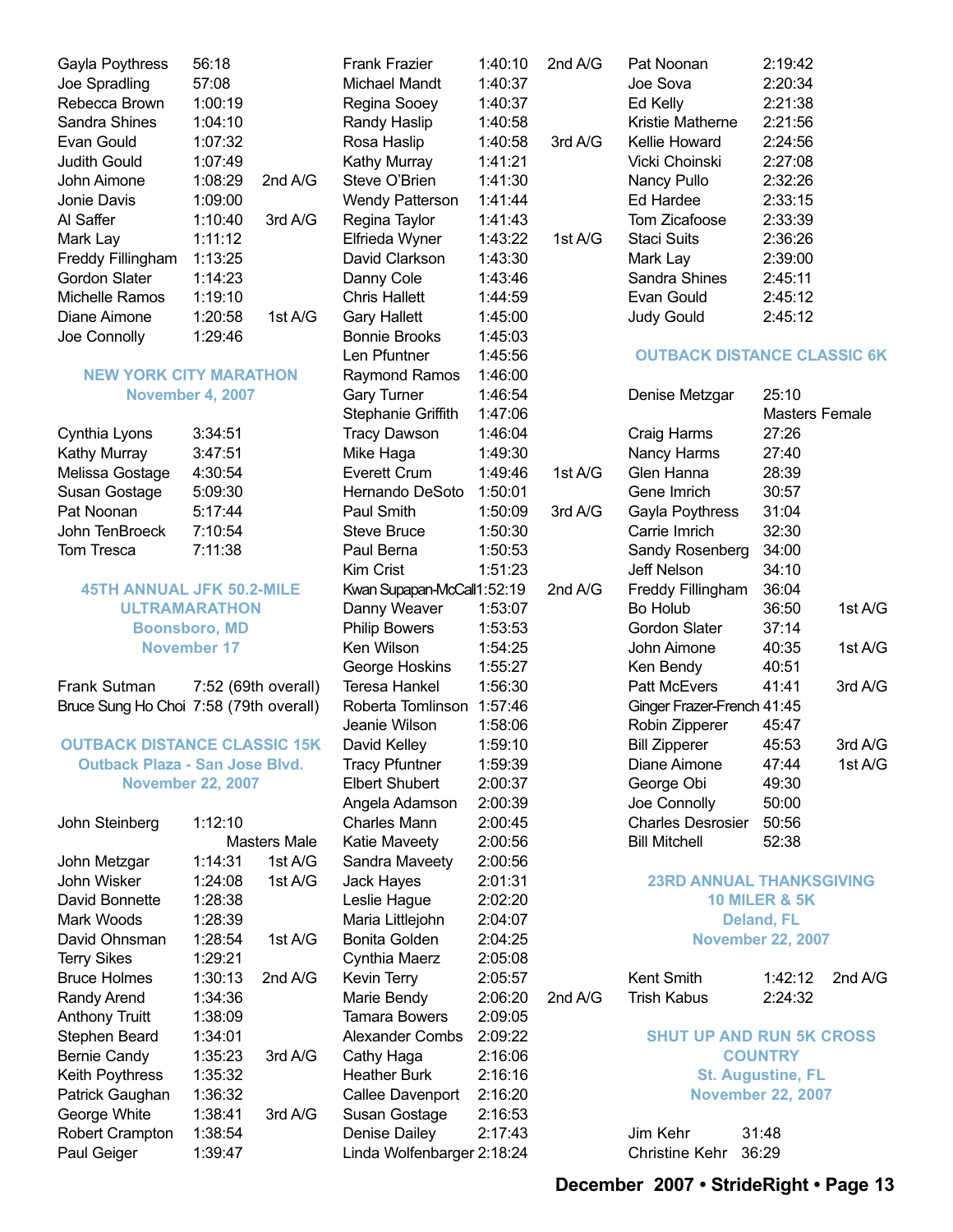| | | |
|---|---|---|
| Gayla Poythress | 56:18 | |
| Joe Spradling | 57:08 | |
| Rebecca Brown | 1:00:19 | |
| Sandra Shines | 1:04:10 | |
| Evan Gould | 1:07:32 | |
| Judith Gould | 1:07:49 | |
| John Aimone | 1:08:29 | 2nd A/G |
| Jonie Davis | 1:09:00 | |
| Al Saffer | 1:10:40 | 3rd A/G |
| Mark Lay | 1:11:12 | |
| Freddy Fillingham | 1:13:25 | |
| Gordon Slater | 1:14:23 | |
| Michelle Ramos | 1:19:10 | |
| Diane Aimone | 1:20:58 | 1st A/G |
| Joe Connolly | 1:29:46 | |

## NEW YORK CITY MARATHON
**November 4, 2007**

| | |
|---|---|
| Cynthia Lyons | 3:34:51 |
| Kathy Murray | 3:47:51 |
| Melissa Gostage | 4:30:54 |
| Susan Gostage | 5:09:30 |
| Pat Noonan | 5:17:44 |
| John TenBroeck | 7:10:54 |
| Tom Tresca | 7:11:38 |

## 45TH ANNUAL JFK 50.2-MILE ULTRAMARATHON
**Boonsboro, MD**
**November 17**

| | |
|---|---|
| Frank Sutman | 7:52 (69th overall) |
| Bruce Sung Ho Choi | 7:58 (79th overall) |

## OUTBACK DISTANCE CLASSIC 15K
**Outback Plaza - San Jose Blvd.**
**November 22, 2007**

| | | |
|---|---|---|
| John Steinberg | 1:12:10 | Masters Male |
| John Metzgar | 1:14:31 | 1st A/G |
| John Wisker | 1:24:08 | 1st A/G |
| David Bonnette | 1:28:38 | |
| Mark Woods | 1:28:39 | |
| David Ohnsman | 1:28:54 | 1st A/G |
| Terry Sikes | 1:29:21 | |
| Bruce Holmes | 1:30:13 | 2nd A/G |
| Randy Arend | 1:34:36 | |
| Anthony Truitt | 1:38:09 | |
| Stephen Beard | 1:34:01 | |
| Bernie Candy | 1:35:23 | 3rd A/G |
| Keith Poythress | 1:35:32 | |
| Patrick Gaughan | 1:36:32 | |
| George White | 1:38:41 | 3rd A/G |
| Robert Crampton | 1:38:54 | |
| Paul Geiger | 1:39:47 | |
| Frank Frazier | 1:40:10 | 2nd A/G |
| Michael Mandt | 1:40:37 | |
| Regina Sooey | 1:40:37 | |
| Randy Haslip | 1:40:58 | |
| Rosa Haslip | 1:40:58 | 3rd A/G |
| Kathy Murray | 1:41:21 | |
| Steve O'Brien | 1:41:30 | |
| Wendy Patterson | 1:41:44 | |
| Regina Taylor | 1:41:43 | |
| Elfrieda Wyner | 1:43:22 | 1st A/G |
| David Clarkson | 1:43:30 | |
| Danny Cole | 1:43:46 | |
| Chris Hallett | 1:44:59 | |
| Gary Hallett | 1:45:00 | |
| Bonnie Brooks | 1:45:03 | |
| Len Pfuntner | 1:45:56 | |
| Raymond Ramos | 1:46:00 | |
| Gary Turner | 1:46:54 | |
| Stephanie Griffith | 1:47:06 | |
| Tracy Dawson | 1:46:04 | |
| Mike Haga | 1:49:30 | |
| Everett Crum | 1:49:46 | 1st A/G |
| Hernando DeSoto | 1:50:01 | |
| Paul Smith | 1:50:09 | 3rd A/G |
| Steve Bruce | 1:50:30 | |
| Paul Berna | 1:50:53 | |
| Kim Crist | 1:51:23 | |
| Kwan Supapan-McCall | 1:52:19 | 2nd A/G |
| Danny Weaver | 1:53:07 | |
| Philip Bowers | 1:53:53 | |
| Ken Wilson | 1:54:25 | |
| George Hoskins | 1:55:27 | |
| Teresa Hankel | 1:56:30 | |
| Roberta Tomlinson | 1:57:46 | |
| Jeanie Wilson | 1:58:06 | |
| David Kelley | 1:59:10 | |
| Tracy Pfuntner | 1:59:39 | |
| Elbert Shubert | 2:00:37 | |
| Angela Adamson | 2:00:39 | |
| Charles Mann | 2:00:45 | |
| Katie Maveety | 2:00:56 | |
| Sandra Maveety | 2:00:56 | |
| Jack Hayes | 2:01:31 | |
| Leslie Hague | 2:02:20 | |
| Maria Littlejohn | 2:04:07 | |
| Bonita Golden | 2:04:25 | |
| Cynthia Maerz | 2:05:08 | |
| Kevin Terry | 2:05:57 | |
| Marie Bendy | 2:06:20 | 2nd A/G |
| Tamara Bowers | 2:09:05 | |
| Alexander Combs | 2:09:22 | |
| Cathy Haga | 2:16:06 | |
| Heather Burk | 2:16:16 | |
| Callee Davenport | 2:16:20 | |
| Susan Gostage | 2:16:53 | |
| Denise Dailey | 2:17:43 | |
| Linda Wolfenbarger | 2:18:24 | |
| Pat Noonan | 2:19:42 | |
| Joe Sova | 2:20:34 | |
| Ed Kelly | 2:21:38 | |
| Kristie Matherne | 2:21:56 | |
| Kellie Howard | 2:24:56 | |
| Vicki Choinski | 2:27:08 | |
| Nancy Pullo | 2:32:26 | |
| Ed Hardee | 2:33:15 | |
| Tom Zicafoose | 2:33:39 | |
| Staci Suits | 2:36:26 | |
| Mark Lay | 2:39:00 | |
| Sandra Shines | 2:45:11 | |
| Evan Gould | 2:45:12 | |
| Judy Gould | 2:45:12 | |

## OUTBACK DISTANCE CLASSIC 6K

| | | |
|---|---|---|
| Denise Metzgar | 25:10 | Masters Female |
| Craig Harms | 27:26 | |
| Nancy Harms | 27:40 | |
| Glen Hanna | 28:39 | |
| Gene Imrich | 30:57 | |
| Gayla Poythress | 31:04 | |
| Carrie Imrich | 32:30 | |
| Sandy Rosenberg | 34:00 | |
| Jeff Nelson | 34:10 | |
| Freddy Fillingham | 36:04 | |
| Bo Holub | 36:50 | 1st A/G |
| Gordon Slater | 37:14 | |
| John Aimone | 40:35 | 1st A/G |
| Ken Bendy | 40:51 | |
| Patt McEvers | 41:41 | 3rd A/G |
| Ginger Frazer-French | 41:45 | |
| Robin Zipperer | 45:47 | |
| Bill Zipperer | 45:53 | 3rd A/G |
| Diane Aimone | 47:44 | 1st A/G |
| George Obi | 49:30 | |
| Joe Connolly | 50:00 | |
| Charles Desrosier | 50:56 | |
| Bill Mitchell | 52:38 | |

## 23RD ANNUAL THANKSGIVING 10 MILER & 5K
**Deland, FL**
**November 22, 2007**

| | | |
|---|---|---|
| Kent Smith | 1:42:12 | 2nd A/G |
| Trish Kabus | 2:24:32 | |

## SHUT UP AND RUN 5K CROSS COUNTRY
**St. Augustine, FL**
**November 22, 2007**

| | |
|---|---|
| Jim Kehr | 31:48 |
| Christine Kehr | 36:29 |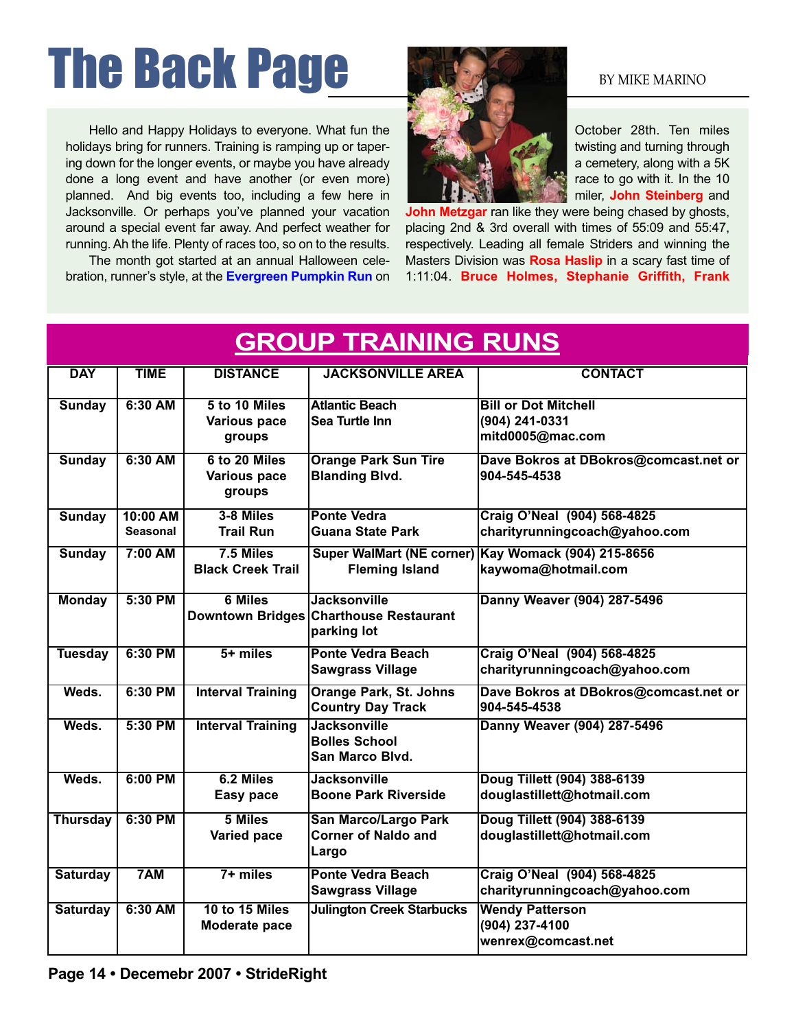# The Back Page

BY MIKE MARINO

Hello and Happy Holidays to everyone. What fun the holidays bring for runners. Training is ramping up or tapering down for the longer events, or maybe you have already done a long event and have another (or even more) planned. And big events too, including a few here in Jacksonville. Or perhaps you've planned your vacation around a special event far away. And perfect weather for running. Ah the life. Plenty of races too, so on to the results.

The month got started at an annual Halloween celebration, runner's style, at the **Evergreen Pumpkin Run** on October 28th. Ten miles twisting and turning through a cemetery, along with a 5K race to go with it. In the 10 miler, **John Steinberg** and **John Metzgar** ran like they were being chased by ghosts, placing 2nd & 3rd overall with times of 55:09 and 55:47, respectively. Leading all female Striders and winning the Masters Division was **Rosa Haslip** in a scary fast time of 1:11:04. **Bruce Holmes, Stephanie Griffith, Frank**

## GROUP TRAINING RUNS

| DAY | TIME | DISTANCE | JACKSONVILLE AREA | CONTACT |
|---|---|---|---|---|
| Sunday | 6:30 AM | 5 to 10 Miles Various pace groups | Atlantic Beach Sea Turtle Inn | Bill or Dot Mitchell (904) 241-0331 mitd0005@mac.com |
| Sunday | 6:30 AM | 6 to 20 Miles Various pace groups | Orange Park Sun Tire Blanding Blvd. | Dave Bokros at DBokros@comcast.net or 904-545-4538 |
| Sunday | 10:00 AM Seasonal | 3-8 Miles Trail Run | Ponte Vedra Guana State Park | Craig O'Neal (904) 568-4825 charityrunningcoach@yahoo.com |
| Sunday | 7:00 AM | 7.5 Miles Black Creek Trail | Super WalMart (NE corner) Fleming Island | Kay Womack (904) 215-8656 kaywoma@hotmail.com |
| Monday | 5:30 PM | 6 Miles Downtown Bridges | Jacksonville Charthouse Restaurant parking lot | Danny Weaver (904) 287-5496 |
| Tuesday | 6:30 PM | 5+ miles | Ponte Vedra Beach Sawgrass Village | Craig O'Neal (904) 568-4825 charityrunningcoach@yahoo.com |
| Weds. | 6:30 PM | Interval Training | Orange Park, St. Johns Country Day Track | Dave Bokros at DBokros@comcast.net or 904-545-4538 |
| Weds. | 5:30 PM | Interval Training | Jacksonville Bolles School San Marco Blvd. | Danny Weaver (904) 287-5496 |
| Weds. | 6:00 PM | 6.2 Miles Easy pace | Jacksonville Boone Park Riverside | Doug Tillett (904) 388-6139 douglastillett@hotmail.com |
| Thursday | 6:30 PM | 5 Miles Varied pace | San Marco/Largo Park Corner of Naldo and Largo | Doug Tillett (904) 388-6139 douglastillett@hotmail.com |
| Saturday | 7AM | 7+ miles | Ponte Vedra Beach Sawgrass Village | Craig O'Neal (904) 568-4825 charityrunningcoach@yahoo.com |
| Saturday | 6:30 AM | 10 to 15 Miles Moderate pace | Julington Creek Starbucks | Wendy Patterson (904) 237-4100 wenrex@comcast.net |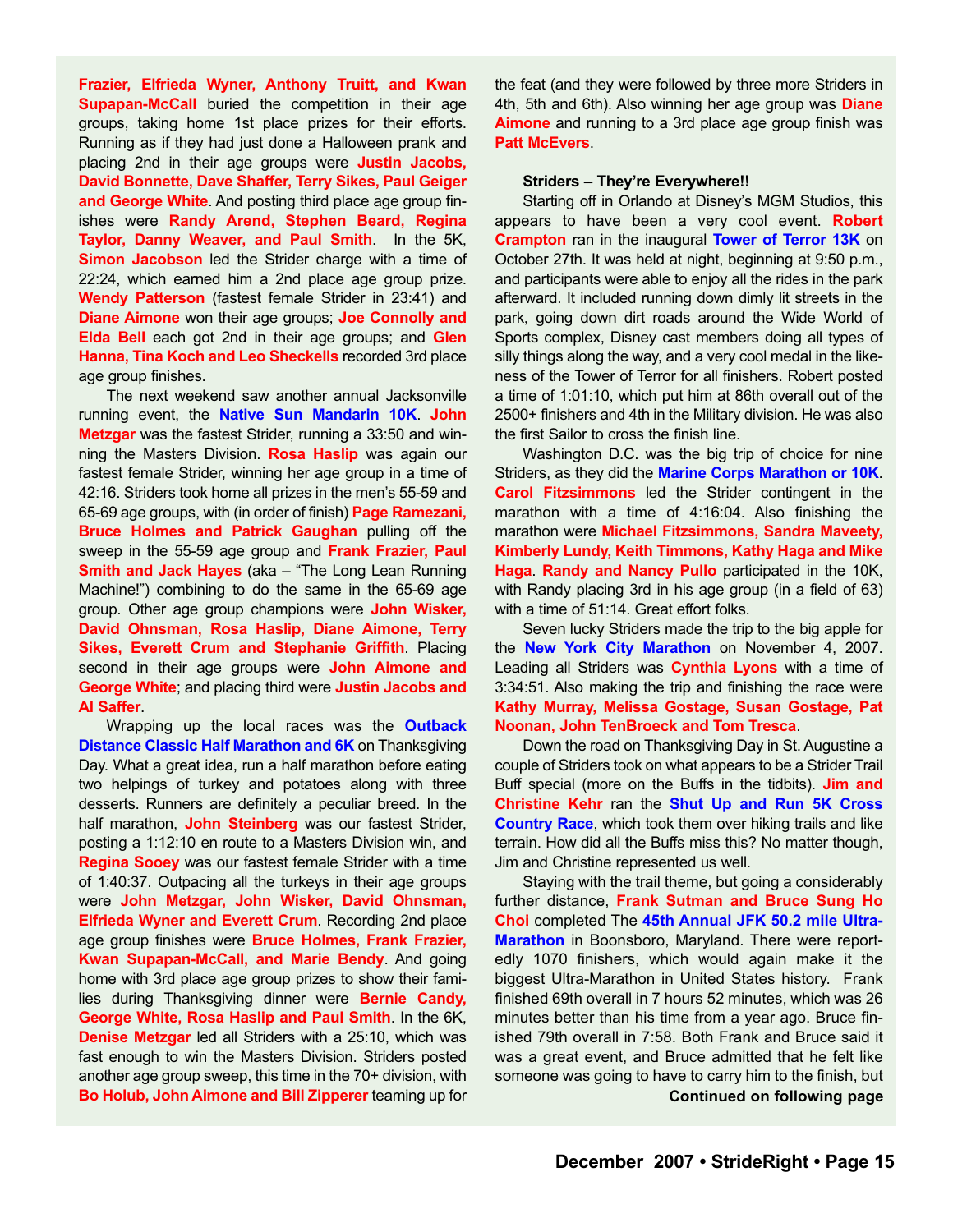Frazier, Elfrieda Wyner, Anthony Truitt, and Kwan Supapan-McCall buried the competition in their age groups, taking home 1st place prizes for their efforts. Running as if they had just done a Halloween prank and placing 2nd in their age groups were Justin Jacobs, David Bonnette, Dave Shaffer, Terry Sikes, Paul Geiger and George White. And posting third place age group finishes were Randy Arend, Stephen Beard, Regina Taylor, Danny Weaver, and Paul Smith. In the 5K, Simon Jacobson led the Strider charge with a time of 22:24, which earned him a 2nd place age group prize. Wendy Patterson (fastest female Strider in 23:41) and Diane Aimone won their age groups; Joe Connolly and Elda Bell each got 2nd in their age groups; and Glen Hanna, Tina Koch and Leo Sheckells recorded 3rd place age group finishes.

The next weekend saw another annual Jacksonville running event, the Native Sun Mandarin 10K. John Metzgar was the fastest Strider, running a 33:50 and winning the Masters Division. Rosa Haslip was again our fastest female Strider, winning her age group in a time of 42:16. Striders took home all prizes in the men's 55-59 and 65-69 age groups, with (in order of finish) Page Ramezani, Bruce Holmes and Patrick Gaughan pulling off the sweep in the 55-59 age group and Frank Frazier, Paul Smith and Jack Hayes (aka – "The Long Lean Running Machine!") combining to do the same in the 65-69 age group. Other age group champions were John Wisker, David Ohnsman, Rosa Haslip, Diane Aimone, Terry Sikes, Everett Crum and Stephanie Griffith. Placing second in their age groups were John Aimone and George White; and placing third were Justin Jacobs and Al Saffer.

Wrapping up the local races was the Outback Distance Classic Half Marathon and 6K on Thanksgiving Day. What a great idea, run a half marathon before eating two helpings of turkey and potatoes along with three desserts. Runners are definitely a peculiar breed. In the half marathon, John Steinberg was our fastest Strider, posting a 1:12:10 en route to a Masters Division win, and Regina Sooey was our fastest female Strider with a time of 1:40:37. Outpacing all the turkeys in their age groups were John Metzgar, John Wisker, David Ohnsman, Elfrieda Wyner and Everett Crum. Recording 2nd place age group finishes were Bruce Holmes, Frank Frazier, Kwan Supapan-McCall, and Marie Bendy. And going home with 3rd place age group prizes to show their families during Thanksgiving dinner were Bernie Candy, George White, Rosa Haslip and Paul Smith. In the 6K, Denise Metzgar led all Striders with a 25:10, which was fast enough to win the Masters Division. Striders posted another age group sweep, this time in the 70+ division, with Bo Holub, John Aimone and Bill Zipperer teaming up for the feat (and they were followed by three more Striders in 4th, 5th and 6th). Also winning her age group was Diane Aimone and running to a 3rd place age group finish was Patt McEvers.

**Striders – They're Everywhere!!**

Starting off in Orlando at Disney's MGM Studios, this appears to have been a very cool event. Robert Crampton ran in the inaugural Tower of Terror 13K on October 27th. It was held at night, beginning at 9:50 p.m., and participants were able to enjoy all the rides in the park afterward. It included running down dimly lit streets in the park, going down dirt roads around the Wide World of Sports complex, Disney cast members doing all types of silly things along the way, and a very cool medal in the likeness of the Tower of Terror for all finishers. Robert posted a time of 1:01:10, which put him at 86th overall out of the 2500+ finishers and 4th in the Military division. He was also the first Sailor to cross the finish line.

Washington D.C. was the big trip of choice for nine Striders, as they did the Marine Corps Marathon or 10K. Carol Fitzsimmons led the Strider contingent in the marathon with a time of 4:16:04. Also finishing the marathon were Michael Fitzsimmons, Sandra Maveety, Kimberly Lundy, Keith Timmons, Kathy Haga and Mike Haga. Randy and Nancy Pullo participated in the 10K, with Randy placing 3rd in his age group (in a field of 63) with a time of 51:14. Great effort folks.

Seven lucky Striders made the trip to the big apple for the New York City Marathon on November 4, 2007. Leading all Striders was Cynthia Lyons with a time of 3:34:51. Also making the trip and finishing the race were Kathy Murray, Melissa Gostage, Susan Gostage, Pat Noonan, John TenBroeck and Tom Tresca.

Down the road on Thanksgiving Day in St. Augustine a couple of Striders took on what appears to be a Strider Trail Buff special (more on the Buffs in the tidbits). Jim and Christine Kehr ran the Shut Up and Run 5K Cross Country Race, which took them over hiking trails and like terrain. How did all the Buffs miss this? No matter though, Jim and Christine represented us well.

Staying with the trail theme, but going a considerably further distance, Frank Sutman and Bruce Sung Ho Choi completed The 45th Annual JFK 50.2 mile Ultra-Marathon in Boonsboro, Maryland. There were reportedly 1070 finishers, which would again make it the biggest Ultra-Marathon in United States history. Frank finished 69th overall in 7 hours 52 minutes, which was 26 minutes better than his time from a year ago. Bruce finished 79th overall in 7:58. Both Frank and Bruce said it was a great event, and Bruce admitted that he felt like someone was going to have to carry him to the finish, but

**Continued on following page**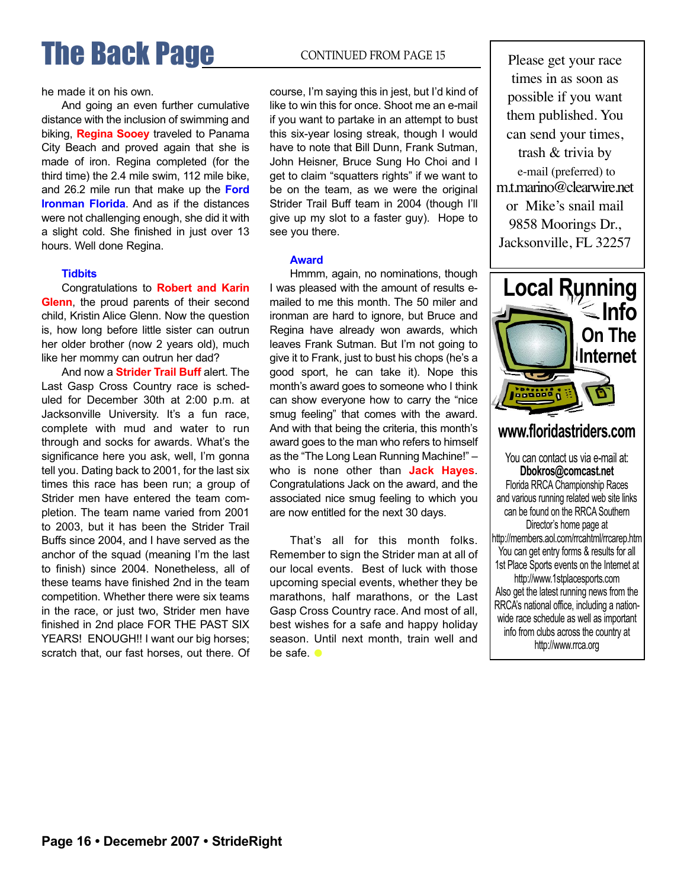# The Back Page

CONTINUED FROM PAGE 15

he made it on his own.

And going an even further cumulative distance with the inclusion of swimming and biking, **Regina Sooey** traveled to Panama City Beach and proved again that she is made of iron. Regina completed (for the third time) the 2.4 mile swim, 112 mile bike, and 26.2 mile run that make up the **Ford Ironman Florida**. And as if the distances were not challenging enough, she did it with a slight cold. She finished in just over 13 hours. Well done Regina.

### Tidbits

Congratulations to **Robert and Karin Glenn**, the proud parents of their second child, Kristin Alice Glenn. Now the question is, how long before little sister can outrun her older brother (now 2 years old), much like her mommy can outrun her dad?

And now a **Strider Trail Buff** alert. The Last Gasp Cross Country race is scheduled for December 30th at 2:00 p.m. at Jacksonville University. It's a fun race, complete with mud and water to run through and socks for awards. What's the significance here you ask, well, I'm gonna tell you. Dating back to 2001, for the last six times this race has been run; a group of Strider men have entered the team completion. The team name varied from 2001 to 2003, but it has been the Strider Trail Buffs since 2004, and I have served as the anchor of the squad (meaning I'm the last to finish) since 2004. Nonetheless, all of these teams have finished 2nd in the team competition. Whether there were six teams in the race, or just two, Strider men have finished in 2nd place FOR THE PAST SIX YEARS! ENOUGH!! I want our big horses; scratch that, our fast horses, out there. Of course, I'm saying this in jest, but I'd kind of like to win this for once. Shoot me an e-mail if you want to partake in an attempt to bust this six-year losing streak, though I would have to note that Bill Dunn, Frank Sutman, John Heisner, Bruce Sung Ho Choi and I get to claim "squatters rights" if we want to be on the team, as we were the original Strider Trail Buff team in 2004 (though I'll give up my slot to a faster guy). Hope to see you there.

### Award

Hmmm, again, no nominations, though I was pleased with the amount of results e-mailed to me this month. The 50 miler and ironman are hard to ignore, but Bruce and Regina have already won awards, which leaves Frank Sutman. But I'm not going to give it to Frank, just to bust his chops (he's a good sport, he can take it). Nope this month's award goes to someone who I think can show everyone how to carry the "nice smug feeling" that comes with the award. And with that being the criteria, this month's award goes to the man who refers to himself as the "The Long Lean Running Machine!" – who is none other than **Jack Hayes**. Congratulations Jack on the award, and the associated nice smug feeling to which you are now entitled for the next 30 days.

That's all for this month folks. Remember to sign the Strider man at all of our local events. Best of luck with those upcoming special events, whether they be marathons, half marathons, or the Last Gasp Cross Country race. And most of all, best wishes for a safe and happy holiday season. Until next month, train well and be safe.

---

Please get your race times in as soon as possible if you want them published. You can send your times, trash & trivia by e-mail (preferred) to m.t.marino@clearwire.net or Mike's snail mail 9858 Moorings Dr., Jacksonville, FL 32257

---

## Local Running Info On The Internet

**www.floridastriders.com**

You can contact us via e-mail at:
**Dbokros@comcast.net**

Florida RRCA Championship Races and various running related web site links can be found on the RRCA Southern Director's home page at http://members.aol.com/rrcahtml/rrcarep.htm

You can get entry forms & results for all 1st Place Sports events on the Internet at http://www.1stplacesports.com

Also get the latest running news from the RRCA's national office, including a nation-wide race schedule as well as important info from clubs across the country at http://www.rrca.org